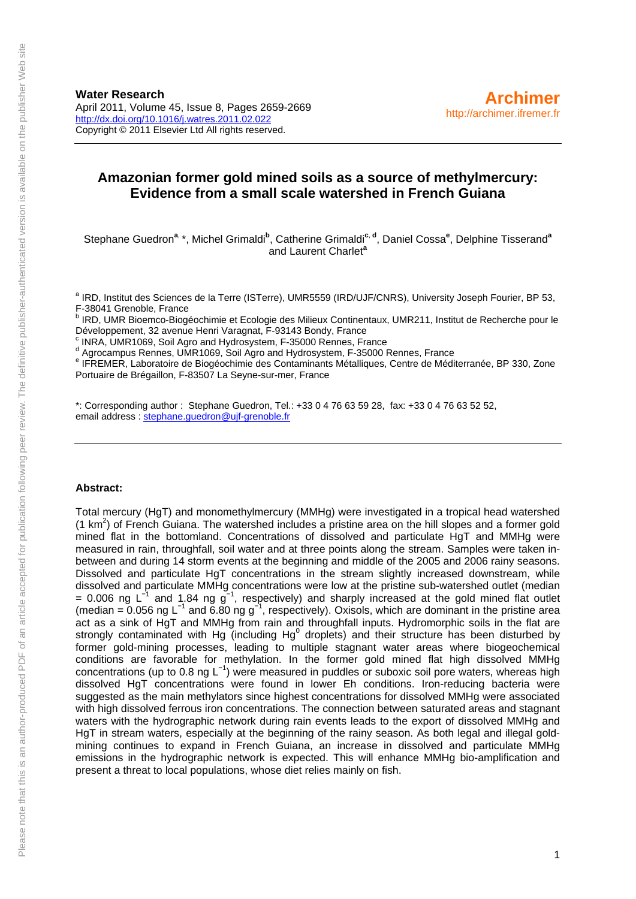**Water Research**
April 2011, Volume 45, Issue 8, Pages 2659-2669
http://dx.doi.org/10.1016/j.watres.2011.02.022
Copyright © 2011 Elsevier Ltd All rights reserved.

**Archimer**
http://archimer.ifremer.fr

# Amazonian former gold mined soils as a source of methylmercury: Evidence from a small scale watershed in French Guiana

Stephane Guedron[a,]*, Michel Grimaldi[b], Catherine Grimaldi[c, d], Daniel Cossa[e], Delphine Tisserand[a] and Laurent Charlet[a]

[a] IRD, Institut des Sciences de la Terre (ISTerre), UMR5559 (IRD/UJF/CNRS), University Joseph Fourier, BP 53, F-38041 Grenoble, France

[b] IRD, UMR Bioemco-Biogéochimie et Ecologie des Milieux Continentaux, UMR211, Institut de Recherche pour le Développement, 32 avenue Henri Varagnat, F-93143 Bondy, France

[c] INRA, UMR1069, Soil Agro and Hydrosystem, F-35000 Rennes, France

[d] Agrocampus Rennes, UMR1069, Soil Agro and Hydrosystem, F-35000 Rennes, France

[e] IFREMER, Laboratoire de Biogéochimie des Contaminants Métalliques, Centre de Méditerranée, BP 330, Zone Portuaire de Brégaillon, F-83507 La Seyne-sur-mer, France

*: Corresponding author : Stephane Guedron, Tel.: +33 0 4 76 63 59 28, fax: +33 0 4 76 63 52 52, email address : stephane.guedron@ujf-grenoble.fr

**Abstract:**

Total mercury (HgT) and monomethylmercury (MMHg) were investigated in a tropical head watershed (1 $km^2$) of French Guiana. The watershed includes a pristine area on the hill slopes and a former gold mined flat in the bottomland. Concentrations of dissolved and particulate HgT and MMHg were measured in rain, throughfall, soil water and at three points along the stream. Samples were taken in-between and during 14 storm events at the beginning and middle of the 2005 and 2006 rainy seasons. Dissolved and particulate HgT concentrations in the stream slightly increased downstream, while dissolved and particulate MMHg concentrations were low at the pristine sub-watershed outlet (median = 0.006 ng $L^{-1}$ and 1.84 ng $g^{-1}$, respectively) and sharply increased at the gold mined flat outlet (median = 0.056 ng $L^{-1}$ and 6.80 ng $g^{-1}$, respectively). Oxisols, which are dominant in the pristine area act as a sink of HgT and MMHg from rain and throughfall inputs. Hydromorphic soils in the flat are strongly contaminated with Hg (including $Hg^0$ droplets) and their structure has been disturbed by former gold-mining processes, leading to multiple stagnant water areas where biogeochemical conditions are favorable for methylation. In the former gold mined flat high dissolved MMHg concentrations (up to 0.8 ng $L^{-1}$) were measured in puddles or suboxic soil pore waters, whereas high dissolved HgT concentrations were found in lower Eh conditions. Iron-reducing bacteria were suggested as the main methylators since highest concentrations for dissolved MMHg were associated with high dissolved ferrous iron concentrations. The connection between saturated areas and stagnant waters with the hydrographic network during rain events leads to the export of dissolved MMHg and HgT in stream waters, especially at the beginning of the rainy season. As both legal and illegal gold-mining continues to expand in French Guiana, an increase in dissolved and particulate MMHg emissions in the hydrographic network is expected. This will enhance MMHg bio-amplification and present a threat to local populations, whose diet relies mainly on fish.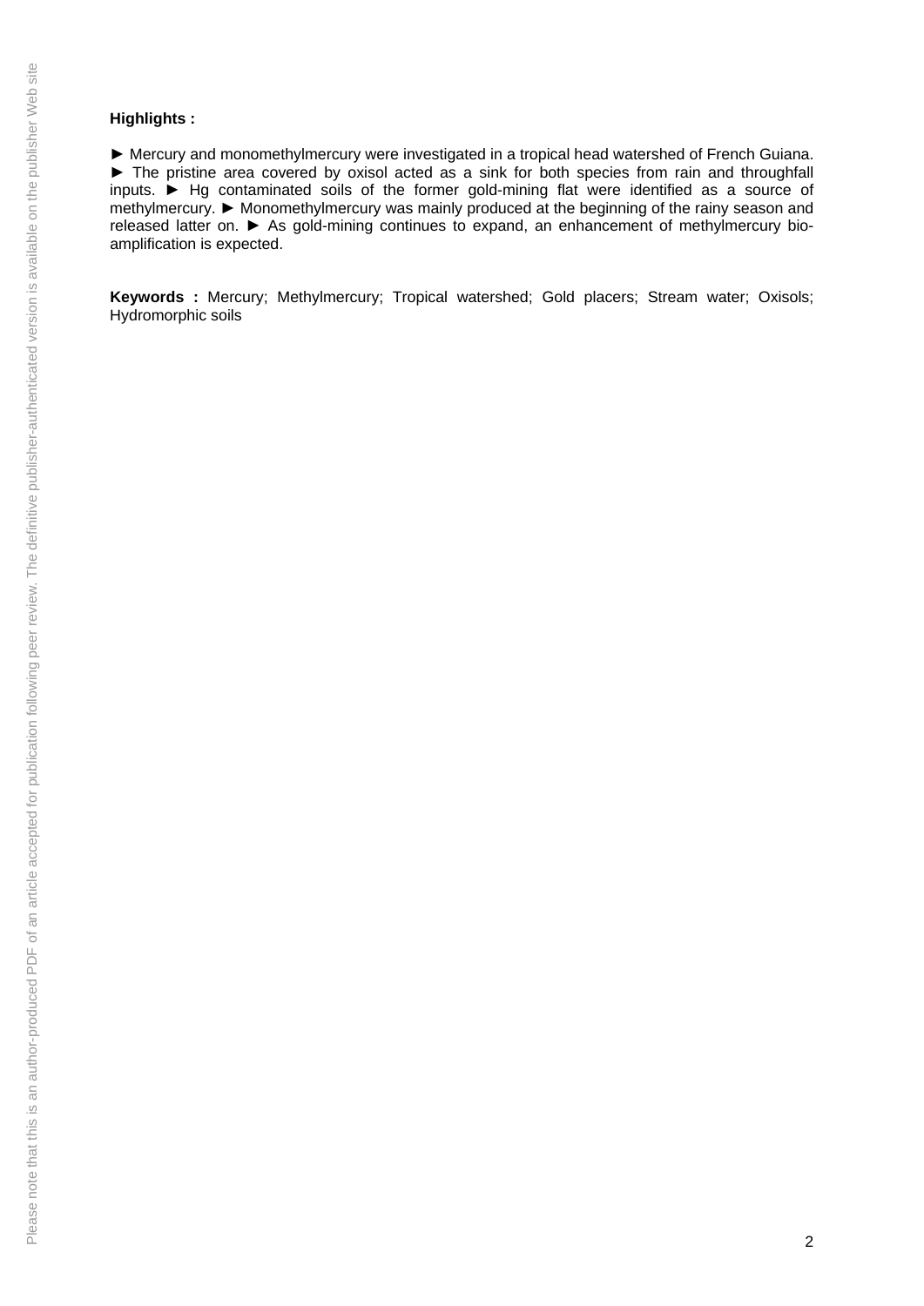**Highlights :**

► Mercury and monomethylmercury were investigated in a tropical head watershed of French Guiana. ► The pristine area covered by oxisol acted as a sink for both species from rain and throughfall inputs. ► Hg contaminated soils of the former gold-mining flat were identified as a source of methylmercury. ► Monomethylmercury was mainly produced at the beginning of the rainy season and released latter on. ► As gold-mining continues to expand, an enhancement of methylmercury bio-amplification is expected.

**Keywords :** Mercury; Methylmercury; Tropical watershed; Gold placers; Stream water; Oxisols; Hydromorphic soils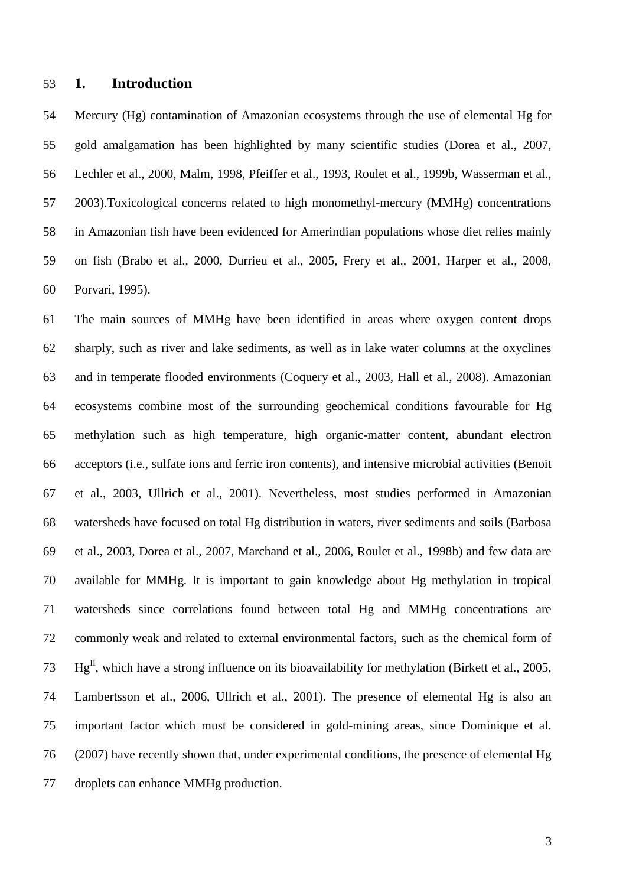# 1. Introduction

Mercury (Hg) contamination of Amazonian ecosystems through the use of elemental Hg for gold amalgamation has been highlighted by many scientific studies (Dorea et al., 2007, Lechler et al., 2000, Malm, 1998, Pfeiffer et al., 1993, Roulet et al., 1999b, Wasserman et al., 2003).Toxicological concerns related to high monomethyl-mercury (MMHg) concentrations in Amazonian fish have been evidenced for Amerindian populations whose diet relies mainly on fish (Brabo et al., 2000, Durrieu et al., 2005, Frery et al., 2001, Harper et al., 2008, Porvari, 1995).

The main sources of MMHg have been identified in areas where oxygen content drops sharply, such as river and lake sediments, as well as in lake water columns at the oxyclines and in temperate flooded environments (Coquery et al., 2003, Hall et al., 2008). Amazonian ecosystems combine most of the surrounding geochemical conditions favourable for Hg methylation such as high temperature, high organic-matter content, abundant electron acceptors (i.e., sulfate ions and ferric iron contents), and intensive microbial activities (Benoit et al., 2003, Ullrich et al., 2001). Nevertheless, most studies performed in Amazonian watersheds have focused on total Hg distribution in waters, river sediments and soils (Barbosa et al., 2003, Dorea et al., 2007, Marchand et al., 2006, Roulet et al., 1998b) and few data are available for MMHg. It is important to gain knowledge about Hg methylation in tropical watersheds since correlations found between total Hg and MMHg concentrations are commonly weak and related to external environmental factors, such as the chemical form of $Hg^{II}$, which have a strong influence on its bioavailability for methylation (Birkett et al., 2005, Lambertsson et al., 2006, Ullrich et al., 2001). The presence of elemental Hg is also an important factor which must be considered in gold-mining areas, since Dominique et al. (2007) have recently shown that, under experimental conditions, the presence of elemental Hg droplets can enhance MMHg production.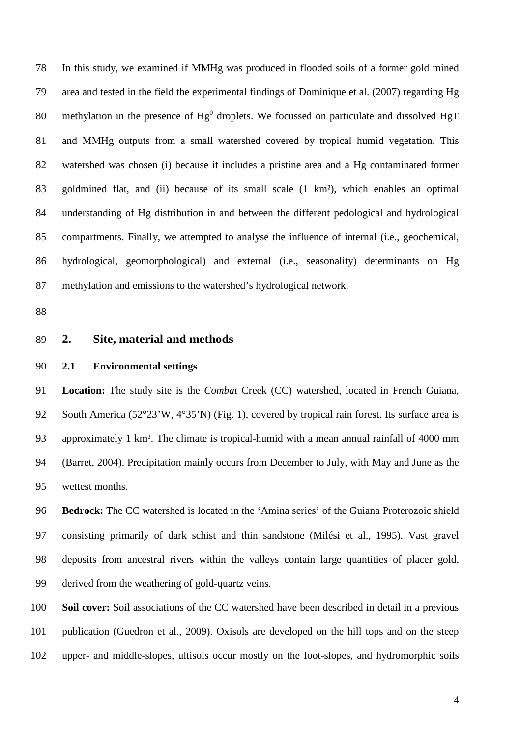In this study, we examined if MMHg was produced in flooded soils of a former gold mined area and tested in the field the experimental findings of Dominique et al. (2007) regarding Hg methylation in the presence of $Hg^0$ droplets. We focussed on particulate and dissolved HgT and MMHg outputs from a small watershed covered by tropical humid vegetation. This watershed was chosen (i) because it includes a pristine area and a Hg contaminated former goldmined flat, and (ii) because of its small scale (1 km²), which enables an optimal understanding of Hg distribution in and between the different pedological and hydrological compartments. Finally, we attempted to analyse the influence of internal (i.e., geochemical, hydrological, geomorphological) and external (i.e., seasonality) determinants on Hg methylation and emissions to the watershed's hydrological network.

## 2. Site, material and methods

### 2.1 Environmental settings

**Location:** The study site is the *Combat* Creek (CC) watershed, located in French Guiana, South America (52°23'W, 4°35'N) (Fig. 1), covered by tropical rain forest. Its surface area is approximately 1 km². The climate is tropical-humid with a mean annual rainfall of 4000 mm (Barret, 2004). Precipitation mainly occurs from December to July, with May and June as the wettest months.

**Bedrock:** The CC watershed is located in the 'Amina series' of the Guiana Proterozoic shield consisting primarily of dark schist and thin sandstone (Milési et al., 1995). Vast gravel deposits from ancestral rivers within the valleys contain large quantities of placer gold, derived from the weathering of gold-quartz veins.

**Soil cover:** Soil associations of the CC watershed have been described in detail in a previous publication (Guedron et al., 2009). Oxisols are developed on the hill tops and on the steep upper- and middle-slopes, ultisols occur mostly on the foot-slopes, and hydromorphic soils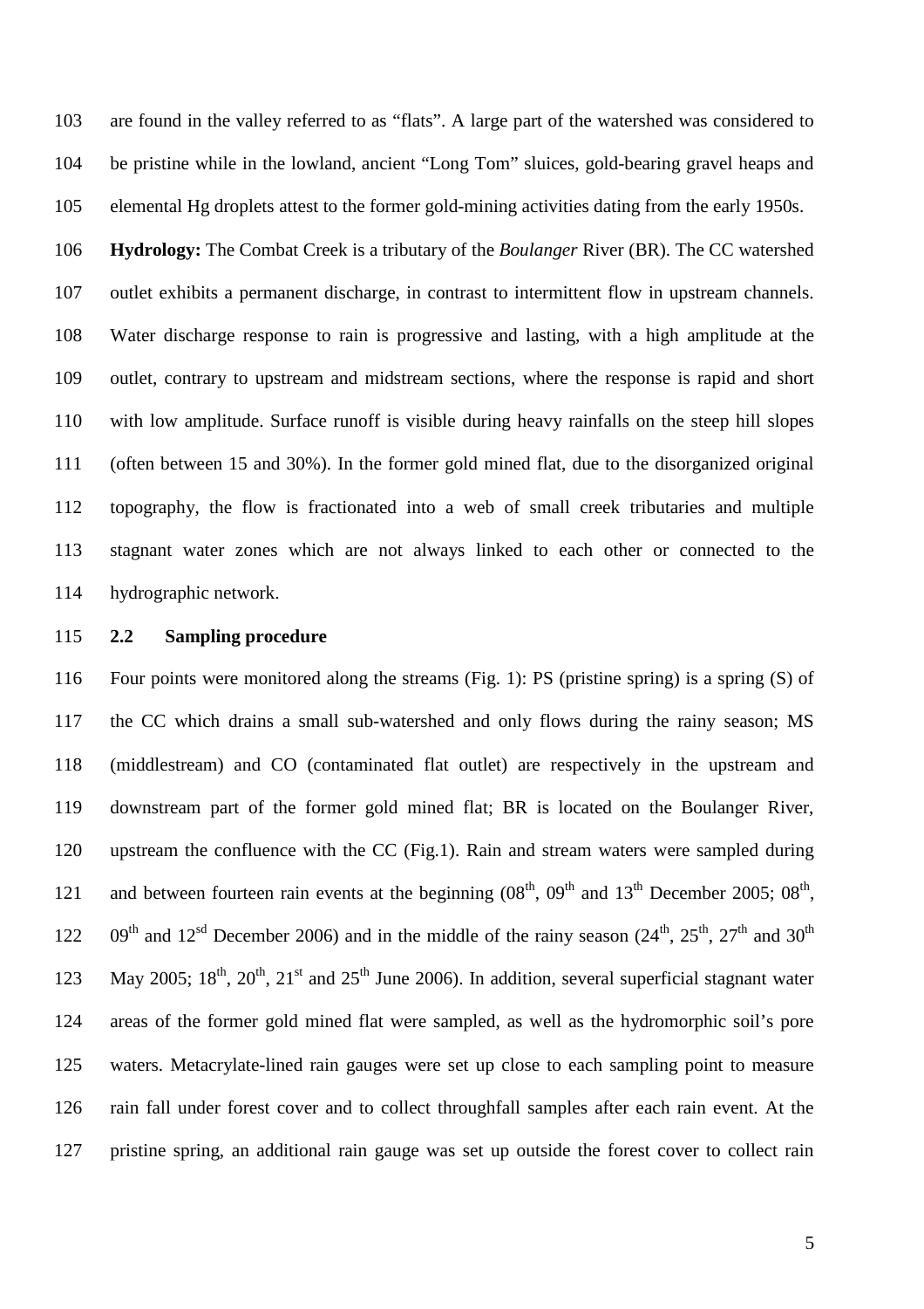are found in the valley referred to as "flats". A large part of the watershed was considered to be pristine while in the lowland, ancient "Long Tom" sluices, gold-bearing gravel heaps and elemental Hg droplets attest to the former gold-mining activities dating from the early 1950s.

**Hydrology:** The Combat Creek is a tributary of the *Boulanger* River (BR). The CC watershed outlet exhibits a permanent discharge, in contrast to intermittent flow in upstream channels. Water discharge response to rain is progressive and lasting, with a high amplitude at the outlet, contrary to upstream and midstream sections, where the response is rapid and short with low amplitude. Surface runoff is visible during heavy rainfalls on the steep hill slopes (often between 15 and 30%). In the former gold mined flat, due to the disorganized original topography, the flow is fractionated into a web of small creek tributaries and multiple stagnant water zones which are not always linked to each other or connected to the hydrographic network.

## 2.2 Sampling procedure

Four points were monitored along the streams (Fig. 1): PS (pristine spring) is a spring (S) of the CC which drains a small sub-watershed and only flows during the rainy season; MS (middlestream) and CO (contaminated flat outlet) are respectively in the upstream and downstream part of the former gold mined flat; BR is located on the Boulanger River, upstream the confluence with the CC (Fig.1). Rain and stream waters were sampled during and between fourteen rain events at the beginning (08th, 09th and 13th December 2005; 08th, 09th and 12sd December 2006) and in the middle of the rainy season (24th, 25th, 27th and 30th May 2005; 18th, 20th, 21st and 25th June 2006). In addition, several superficial stagnant water areas of the former gold mined flat were sampled, as well as the hydromorphic soil's pore waters. Metacrylate-lined rain gauges were set up close to each sampling point to measure rain fall under forest cover and to collect throughfall samples after each rain event. At the pristine spring, an additional rain gauge was set up outside the forest cover to collect rain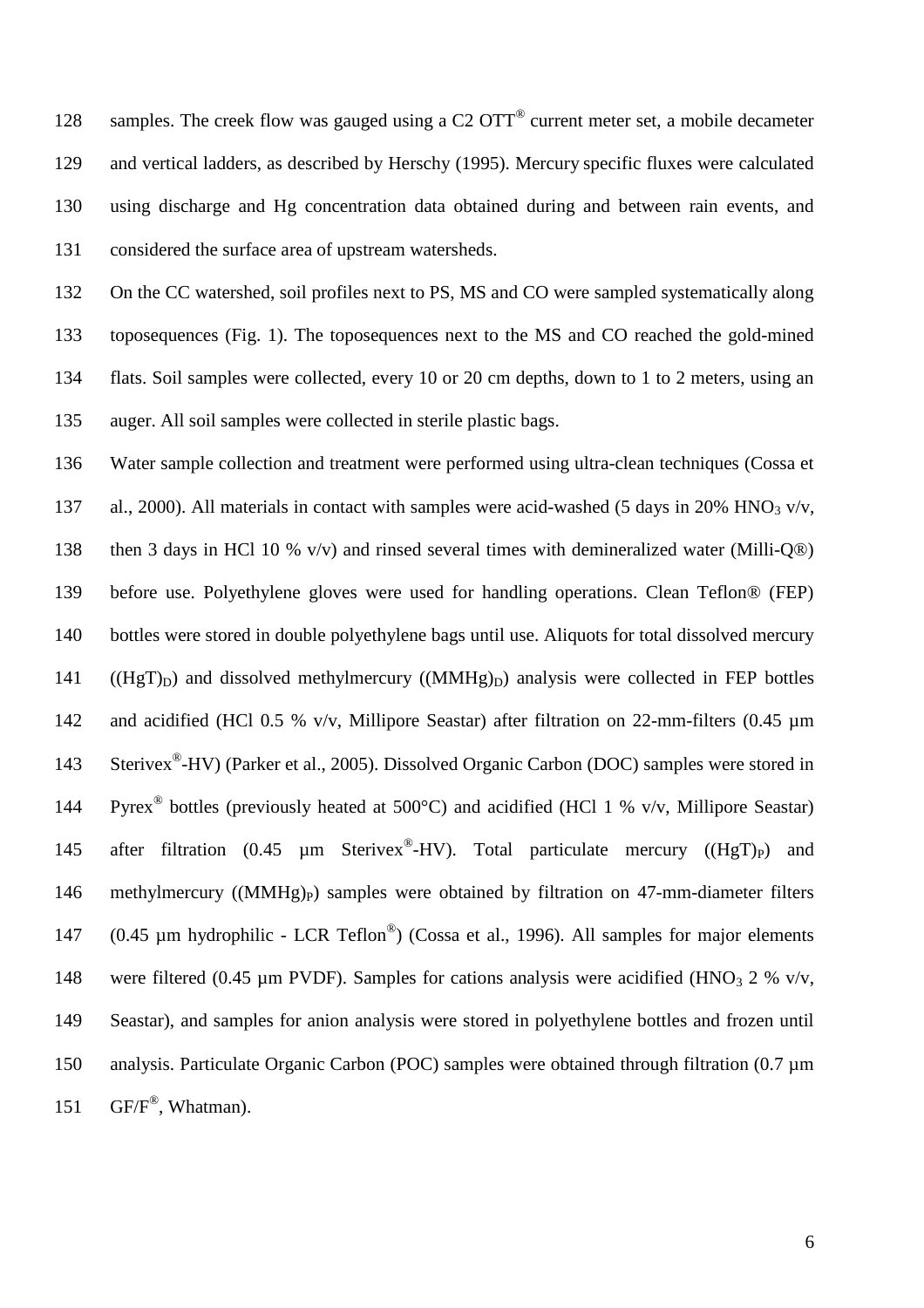samples. The creek flow was gauged using a C2 OTT® current meter set, a mobile decameter and vertical ladders, as described by Herschy (1995). Mercury specific fluxes were calculated using discharge and Hg concentration data obtained during and between rain events, and considered the surface area of upstream watersheds.

On the CC watershed, soil profiles next to PS, MS and CO were sampled systematically along toposequences (Fig. 1). The toposequences next to the MS and CO reached the gold-mined flats. Soil samples were collected, every 10 or 20 cm depths, down to 1 to 2 meters, using an auger. All soil samples were collected in sterile plastic bags.

Water sample collection and treatment were performed using ultra-clean techniques (Cossa et al., 2000). All materials in contact with samples were acid-washed (5 days in 20% $HNO_3$ v/v, then 3 days in HCl 10 % v/v) and rinsed several times with demineralized water (Milli-Q®) before use. Polyethylene gloves were used for handling operations. Clean Teflon® (FEP) bottles were stored in double polyethylene bags until use. Aliquots for total dissolved mercury ($(HgT)_D$) and dissolved methylmercury ($(MMHg)_D$) analysis were collected in FEP bottles and acidified (HCl 0.5 % v/v, Millipore Seastar) after filtration on 22-mm-filters (0.45 µm Sterivex®-HV) (Parker et al., 2005). Dissolved Organic Carbon (DOC) samples were stored in Pyrex® bottles (previously heated at 500°C) and acidified (HCl 1 % v/v, Millipore Seastar) after filtration (0.45 µm Sterivex®-HV). Total particulate mercury ($(HgT)_P$) and methylmercury ($(MMHg)_P$) samples were obtained by filtration on 47-mm-diameter filters (0.45 µm hydrophilic - LCR Teflon®) (Cossa et al., 1996). All samples for major elements were filtered (0.45 µm PVDF). Samples for cations analysis were acidified ($HNO_3$ 2 % v/v, Seastar), and samples for anion analysis were stored in polyethylene bottles and frozen until analysis. Particulate Organic Carbon (POC) samples were obtained through filtration (0.7 µm GF/F®, Whatman).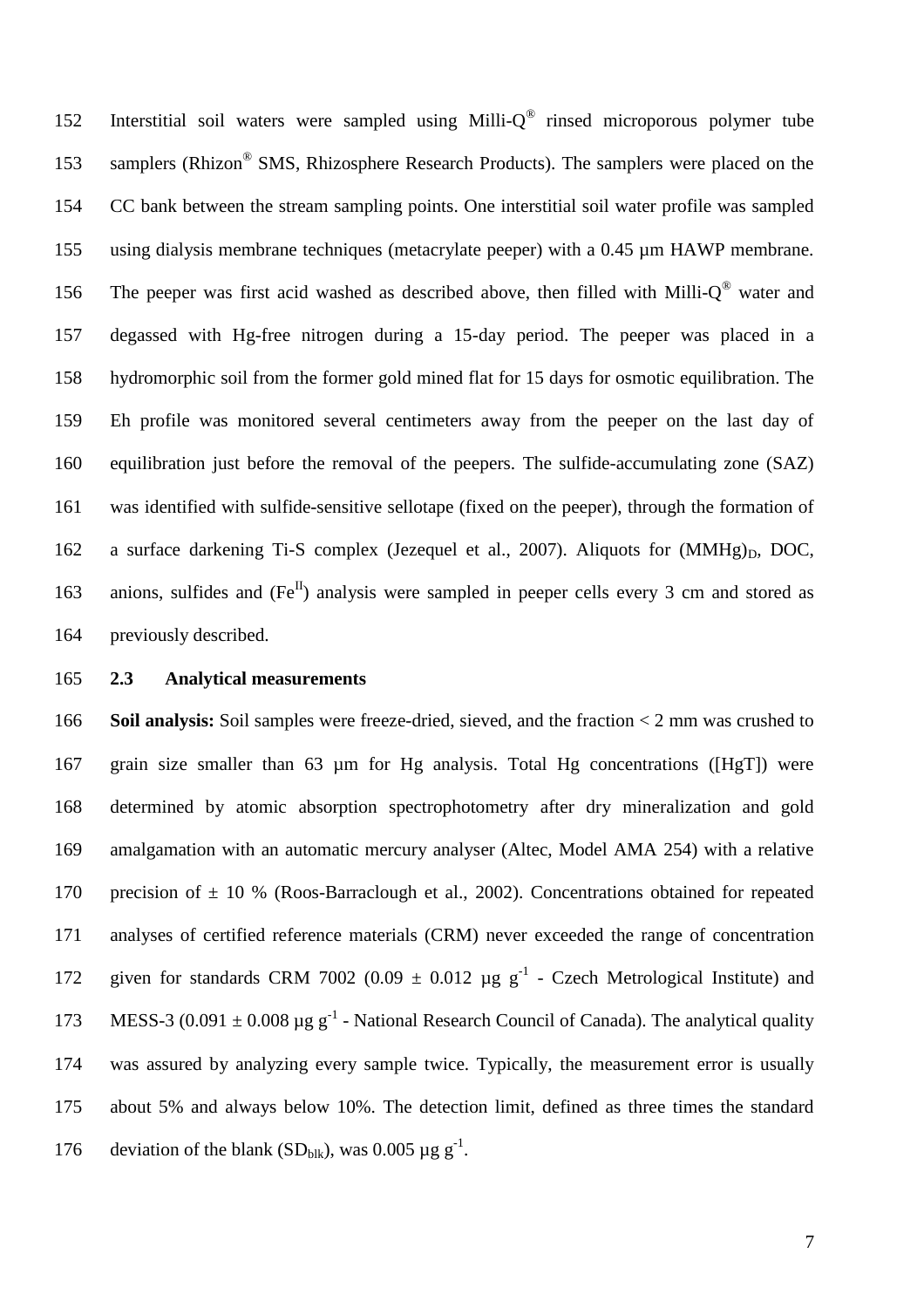Interstitial soil waters were sampled using Milli-Q® rinsed microporous polymer tube samplers (Rhizon® SMS, Rhizosphere Research Products). The samplers were placed on the CC bank between the stream sampling points. One interstitial soil water profile was sampled using dialysis membrane techniques (metacrylate peeper) with a 0.45 µm HAWP membrane. The peeper was first acid washed as described above, then filled with Milli-Q® water and degassed with Hg-free nitrogen during a 15-day period. The peeper was placed in a hydromorphic soil from the former gold mined flat for 15 days for osmotic equilibration. The Eh profile was monitored several centimeters away from the peeper on the last day of equilibration just before the removal of the peepers. The sulfide-accumulating zone (SAZ) was identified with sulfide-sensitive sellotape (fixed on the peeper), through the formation of a surface darkening Ti-S complex (Jezequel et al., 2007). Aliquots for $(MMHg)_D$, DOC, anions, sulfides and $(Fe^{II})$ analysis were sampled in peeper cells every 3 cm and stored as previously described.

### 2.3 Analytical measurements

**Soil analysis:** Soil samples were freeze-dried, sieved, and the fraction < 2 mm was crushed to grain size smaller than 63 µm for Hg analysis. Total Hg concentrations ([HgT]) were determined by atomic absorption spectrophotometry after dry mineralization and gold amalgamation with an automatic mercury analyser (Altec, Model AMA 254) with a relative precision of ± 10 % (Roos-Barraclough et al., 2002). Concentrations obtained for repeated analyses of certified reference materials (CRM) never exceeded the range of concentration given for standards CRM 7002 (0.09 ± 0.012 µg $g^{-1}$ - Czech Metrological Institute) and MESS-3 (0.091 ± 0.008 µg $g^{-1}$ - National Research Council of Canada). The analytical quality was assured by analyzing every sample twice. Typically, the measurement error is usually about 5% and always below 10%. The detection limit, defined as three times the standard deviation of the blank ($SD_{blk}$), was 0.005 µg $g^{-1}$.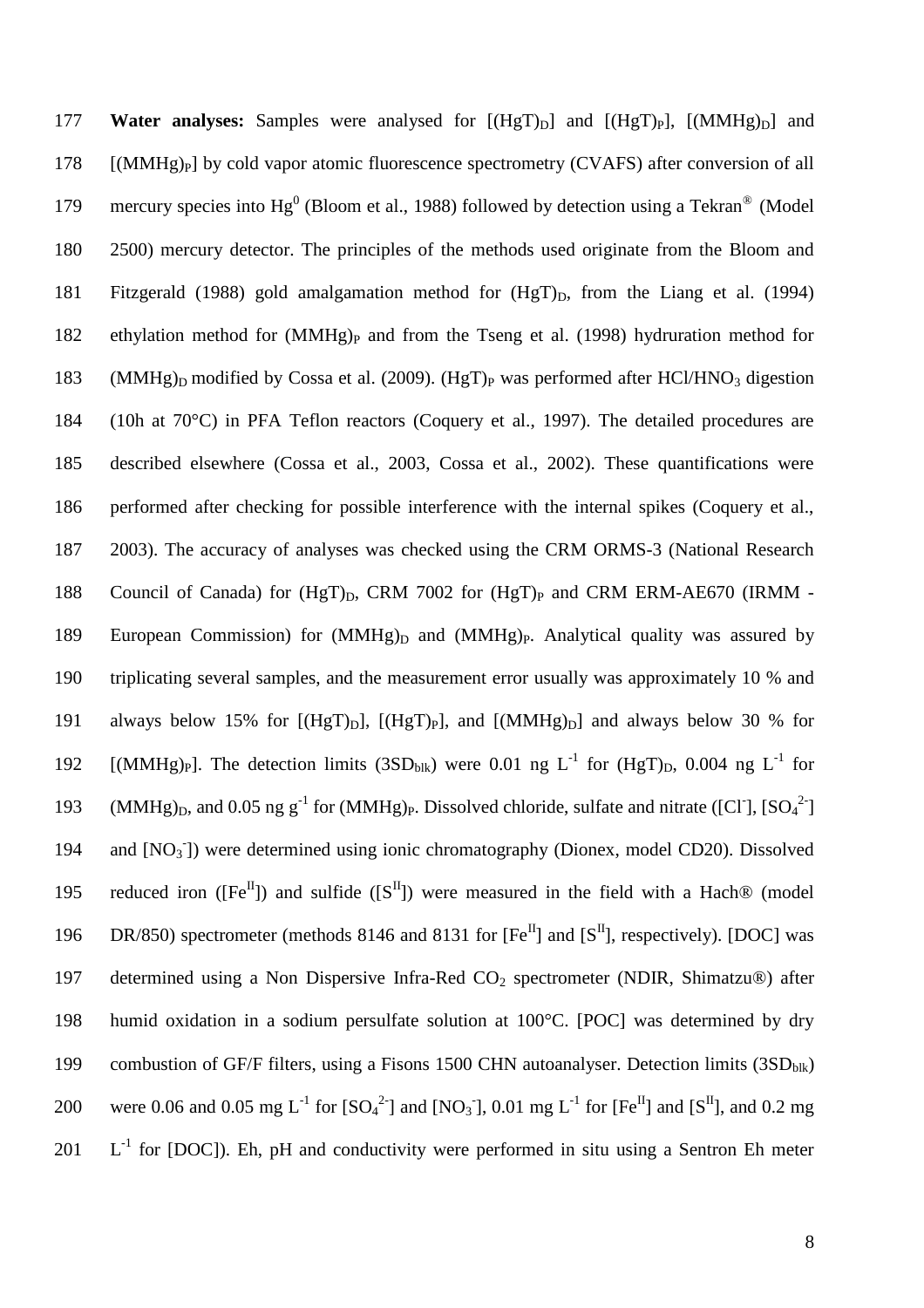**Water analyses:** Samples were analysed for $[(HgT)_D]$ and $[(HgT)_P]$, $[(MMHg)_D]$ and $[(MMHg)_P]$ by cold vapor atomic fluorescence spectrometry (CVAFS) after conversion of all mercury species into $Hg^0$ (Bloom et al., 1988) followed by detection using a Tekran® (Model 2500) mercury detector. The principles of the methods used originate from the Bloom and Fitzgerald (1988) gold amalgamation method for $(HgT)_D$, from the Liang et al. (1994) ethylation method for $(MMHg)_P$ and from the Tseng et al. (1998) hydruration method for $(MMHg)_D$ modified by Cossa et al. (2009). $(HgT)_P$ was performed after $HCl/HNO_3$ digestion (10h at 70°C) in PFA Teflon reactors (Coquery et al., 1997). The detailed procedures are described elsewhere (Cossa et al., 2003, Cossa et al., 2002). These quantifications were performed after checking for possible interference with the internal spikes (Coquery et al., 2003). The accuracy of analyses was checked using the CRM ORMS-3 (National Research Council of Canada) for $(HgT)_D$, CRM 7002 for $(HgT)_P$ and CRM ERM-AE670 (IRMM - European Commission) for $(MMHg)_D$ and $(MMHg)_P$. Analytical quality was assured by triplicating several samples, and the measurement error usually was approximately 10 % and always below 15% for $[(HgT)_D]$, $[(HgT)_P]$, and $[(MMHg)_D]$ and always below 30 % for $[(MMHg)_P]$. The detection limits ($3SD_{blk}$) were 0.01 ng $L^{-1}$ for $(HgT)_D$, 0.004 ng $L^{-1}$ for $(MMHg)_D$, and 0.05 ng $g^{-1}$ for $(MMHg)_P$. Dissolved chloride, sulfate and nitrate ($[Cl^-]$, $[SO_4^{2-}]$ and $[NO_3^-]$) were determined using ionic chromatography (Dionex, model CD20). Dissolved reduced iron ($[Fe^{II}]$) and sulfide ($[S^{II}]$) were measured in the field with a Hach® (model DR/850) spectrometer (methods 8146 and 8131 for $[Fe^{II}]$ and $[S^{II}]$, respectively). [DOC] was determined using a Non Dispersive Infra-Red $CO_2$ spectrometer (NDIR, Shimatzu®) after humid oxidation in a sodium persulfate solution at 100°C. [POC] was determined by dry combustion of GF/F filters, using a Fisons 1500 CHN autoanalyser. Detection limits ($3SD_{blk}$) were 0.06 and 0.05 mg $L^{-1}$ for $[SO_4^{2-}]$ and $[NO_3^-]$, 0.01 mg $L^{-1}$ for $[Fe^{II}]$ and $[S^{II}]$, and 0.2 mg $L^{-1}$ for [DOC]). Eh, pH and conductivity were performed in situ using a Sentron Eh meter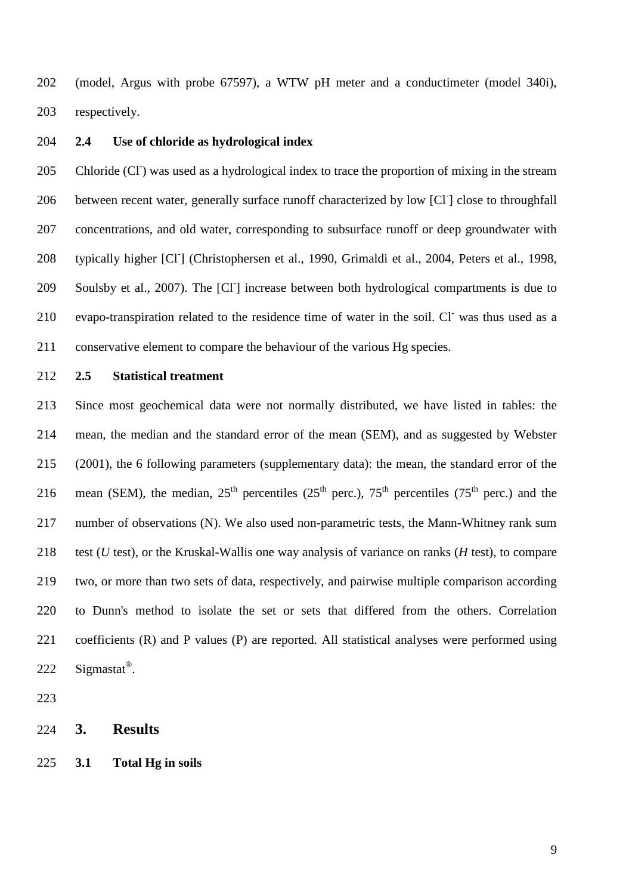(model, Argus with probe 67597), a WTW pH meter and a conductimeter (model 340i), respectively.

### 2.4 Use of chloride as hydrological index

Chloride ($Cl^-$) was used as a hydrological index to trace the proportion of mixing in the stream between recent water, generally surface runoff characterized by low [$Cl^-$] close to throughfall concentrations, and old water, corresponding to subsurface runoff or deep groundwater with typically higher [$Cl^-$] (Christophersen et al., 1990, Grimaldi et al., 2004, Peters et al., 1998, Soulsby et al., 2007). The [$Cl^-$] increase between both hydrological compartments is due to evapo-transpiration related to the residence time of water in the soil. $Cl^-$ was thus used as a conservative element to compare the behaviour of the various Hg species.

### 2.5 Statistical treatment

Since most geochemical data were not normally distributed, we have listed in tables: the mean, the median and the standard error of the mean (SEM), and as suggested by Webster (2001), the 6 following parameters (supplementary data): the mean, the standard error of the mean (SEM), the median, $25^{th}$ percentiles ($25^{th}$ perc.), $75^{th}$ percentiles ($75^{th}$ perc.) and the number of observations (N). We also used non-parametric tests, the Mann-Whitney rank sum test (*U* test), or the Kruskal-Wallis one way analysis of variance on ranks (*H* test), to compare two, or more than two sets of data, respectively, and pairwise multiple comparison according to Dunn's method to isolate the set or sets that differed from the others. Correlation coefficients (R) and P values (P) are reported. All statistical analyses were performed using Sigmastat®.

## 3. Results

### 3.1 Total Hg in soils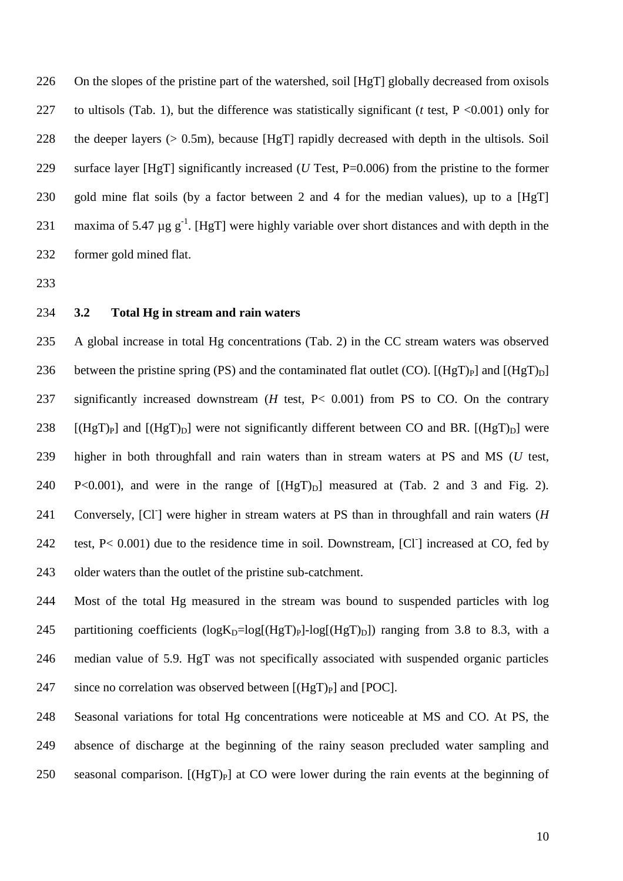On the slopes of the pristine part of the watershed, soil [HgT] globally decreased from oxisols to ultisols (Tab. 1), but the difference was statistically significant (*t* test, $P < 0.001$) only for the deeper layers (> 0.5m), because [HgT] rapidly decreased with depth in the ultisols. Soil surface layer [HgT] significantly increased (*U* Test, $P=0.006$) from the pristine to the former gold mine flat soils (by a factor between 2 and 4 for the median values), up to a [HgT] maxima of 5.47 µg $g^{-1}$. [HgT] were highly variable over short distances and with depth in the former gold mined flat.

## 3.2 Total Hg in stream and rain waters

A global increase in total Hg concentrations (Tab. 2) in the CC stream waters was observed between the pristine spring (PS) and the contaminated flat outlet (CO). $[(HgT)_P]$ and $[(HgT)_D]$ significantly increased downstream (*H* test, $P < 0.001$) from PS to CO. On the contrary $[(HgT)_P]$ and $[(HgT)_D]$ were not significantly different between CO and BR. $[(HgT)_D]$ were higher in both throughfall and rain waters than in stream waters at PS and MS (*U* test, $P<0.001$), and were in the range of $[(HgT)_D]$ measured at (Tab. 2 and 3 and Fig. 2). Conversely, $[Cl^-]$ were higher in stream waters at PS than in throughfall and rain waters (*H* test, $P < 0.001$) due to the residence time in soil. Downstream, $[Cl^-]$ increased at CO, fed by older waters than the outlet of the pristine sub-catchment.

Most of the total Hg measured in the stream was bound to suspended particles with log partitioning coefficients ($logK_D=log[(HgT)_P]-log[(HgT)_D]$) ranging from 3.8 to 8.3, with a median value of 5.9. HgT was not specifically associated with suspended organic particles since no correlation was observed between $[(HgT)_P]$ and [POC].

Seasonal variations for total Hg concentrations were noticeable at MS and CO. At PS, the absence of discharge at the beginning of the rainy season precluded water sampling and seasonal comparison. $[(HgT)_P]$ at CO were lower during the rain events at the beginning of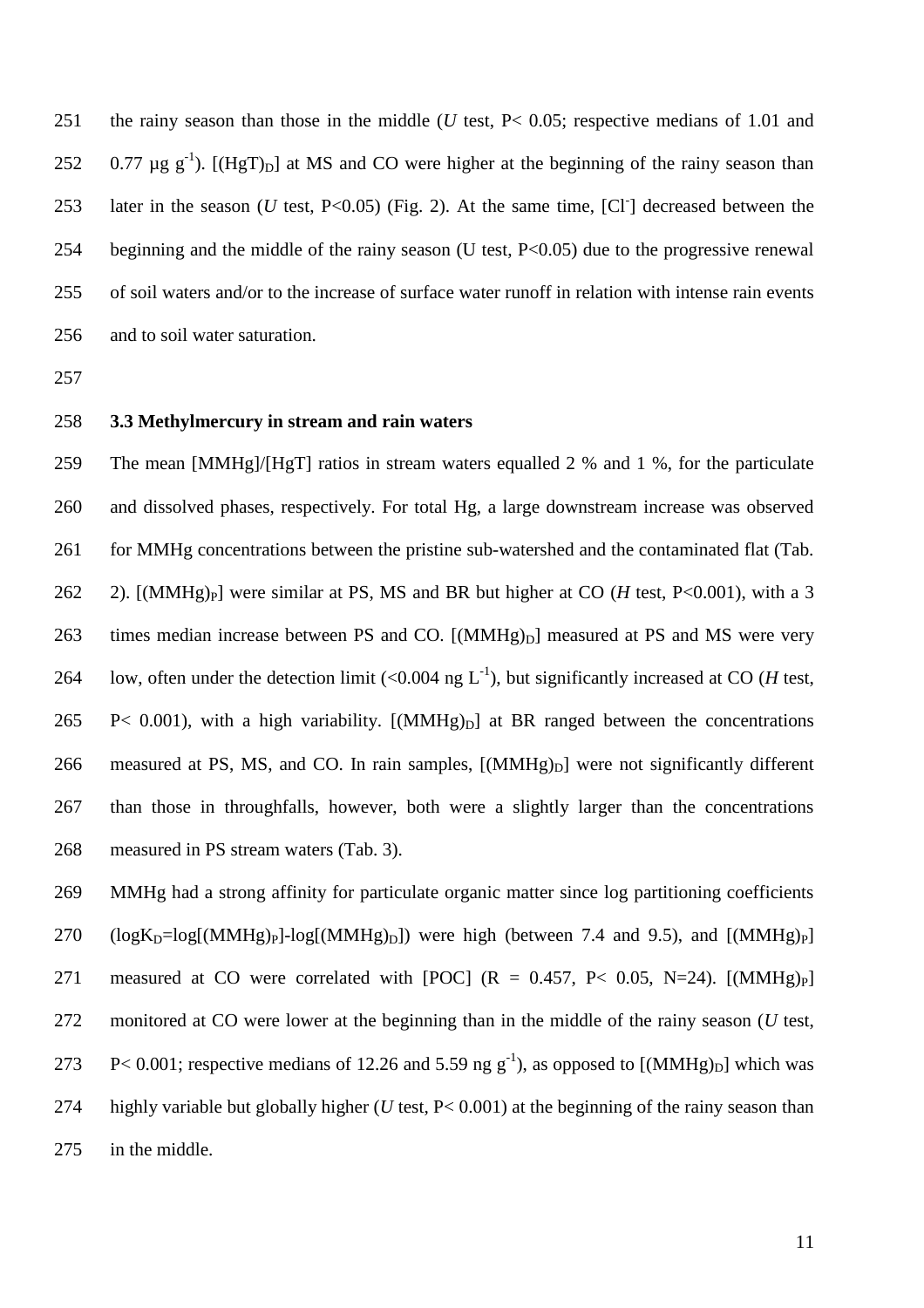the rainy season than those in the middle (*U* test, $P < 0.05$; respective medians of 1.01 and 0.77 µg $g^{-1}$). $[(HgT)_D]$ at MS and CO were higher at the beginning of the rainy season than later in the season (*U* test, $P<0.05$) (Fig. 2). At the same time, $[Cl^-]$ decreased between the beginning and the middle of the rainy season (U test, $P<0.05$) due to the progressive renewal of soil waters and/or to the increase of surface water runoff in relation with intense rain events and to soil water saturation.

### 3.3 Methylmercury in stream and rain waters

The mean [MMHg]/[HgT] ratios in stream waters equalled 2 % and 1 %, for the particulate and dissolved phases, respectively. For total Hg, a large downstream increase was observed for MMHg concentrations between the pristine sub-watershed and the contaminated flat (Tab. 2). $[(MMHg)_P]$ were similar at PS, MS and BR but higher at CO (*H* test, $P<0.001$), with a 3 times median increase between PS and CO. $[(MMHg)_D]$ measured at PS and MS were very low, often under the detection limit (<0.004 ng $L^{-1}$), but significantly increased at CO (*H* test, $P< 0.001$), with a high variability. $[(MMHg)_D]$ at BR ranged between the concentrations measured at PS, MS, and CO. In rain samples, $[(MMHg)_D]$ were not significantly different than those in throughfalls, however, both were a slightly larger than the concentrations measured in PS stream waters (Tab. 3).

MMHg had a strong affinity for particulate organic matter since log partitioning coefficients ($\log K_D = \log[(MMHg)_P] - \log[(MMHg)_D]$) were high (between 7.4 and 9.5), and $[(MMHg)_P]$ measured at CO were correlated with [POC] ($R = 0.457$, $P< 0.05$, $N=24$). $[(MMHg)_P]$ monitored at CO were lower at the beginning than in the middle of the rainy season (*U* test, $P< 0.001$; respective medians of 12.26 and 5.59 ng $g^{-1}$), as opposed to $[(MMHg)_D]$ which was highly variable but globally higher (*U* test, $P< 0.001$) at the beginning of the rainy season than in the middle.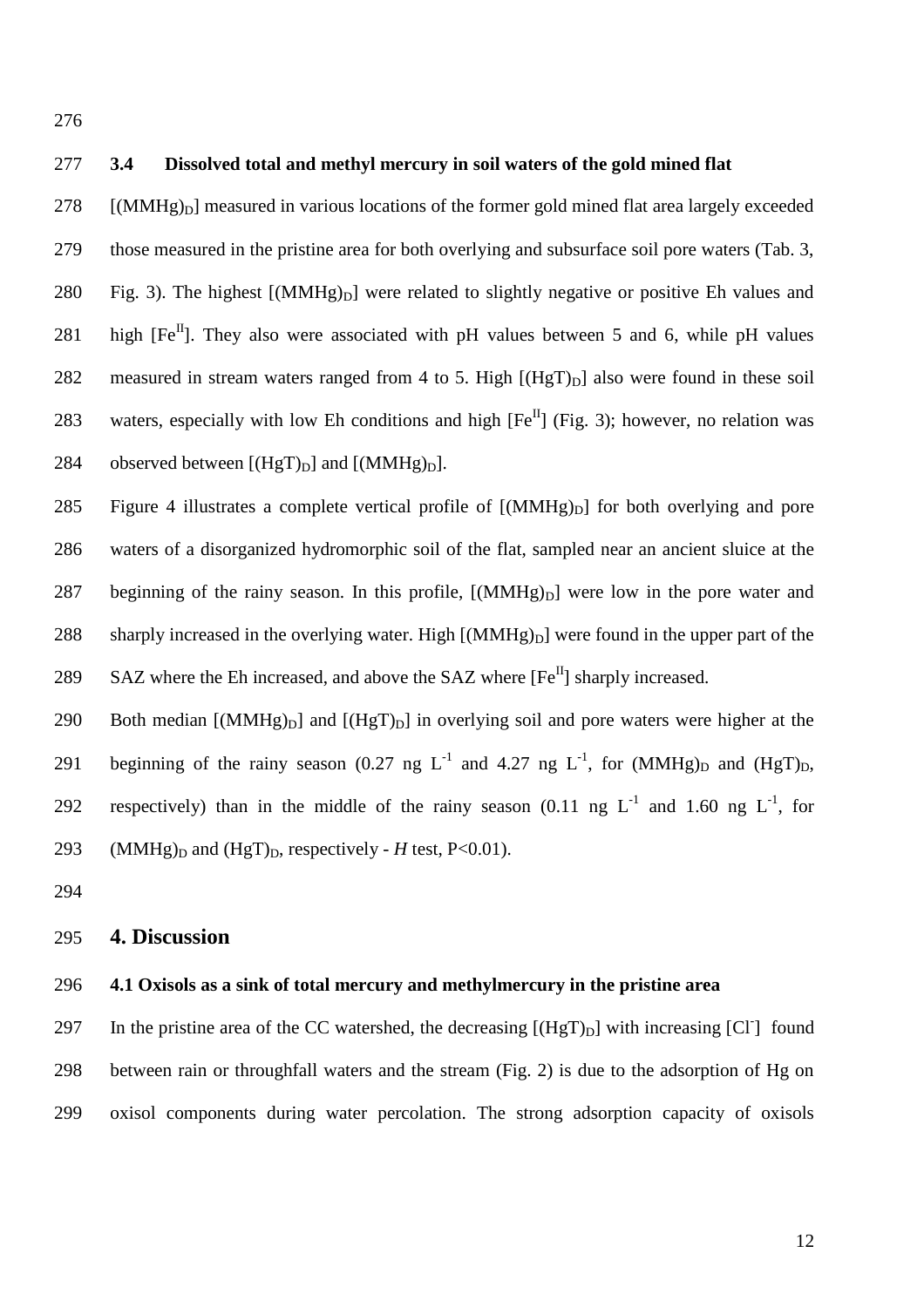### 3.4 Dissolved total and methyl mercury in soil waters of the gold mined flat

$[(MMHg)_D]$ measured in various locations of the former gold mined flat area largely exceeded those measured in the pristine area for both overlying and subsurface soil pore waters (Tab. 3, Fig. 3). The highest $[(MMHg)_D]$ were related to slightly negative or positive Eh values and high $[Fe^{II}]$. They also were associated with pH values between 5 and 6, while pH values measured in stream waters ranged from 4 to 5. High $[(HgT)_D]$ also were found in these soil waters, especially with low Eh conditions and high $[Fe^{II}]$ (Fig. 3); however, no relation was observed between $[(HgT)_D]$ and $[(MMHg)_D]$.

Figure 4 illustrates a complete vertical profile of $[(MMHg)_D]$ for both overlying and pore waters of a disorganized hydromorphic soil of the flat, sampled near an ancient sluice at the beginning of the rainy season. In this profile, $[(MMHg)_D]$ were low in the pore water and sharply increased in the overlying water. High $[(MMHg)_D]$ were found in the upper part of the SAZ where the Eh increased, and above the SAZ where $[Fe^{II}]$ sharply increased.

Both median $[(MMHg)_D]$ and $[(HgT)_D]$ in overlying soil and pore waters were higher at the beginning of the rainy season (0.27 ng $L^{-1}$ and 4.27 ng $L^{-1}$, for $(MMHg)_D$ and $(HgT)_D$, respectively) than in the middle of the rainy season (0.11 ng $L^{-1}$ and 1.60 ng $L^{-1}$, for $(MMHg)_D$ and $(HgT)_D$, respectively - $H$ test, $P<0.01$).

## 4. Discussion

### 4.1 Oxisols as a sink of total mercury and methylmercury in the pristine area

In the pristine area of the CC watershed, the decreasing $[(HgT)_D]$ with increasing $[Cl^-]$ found between rain or throughfall waters and the stream (Fig. 2) is due to the adsorption of Hg on oxisol components during water percolation. The strong adsorption capacity of oxisols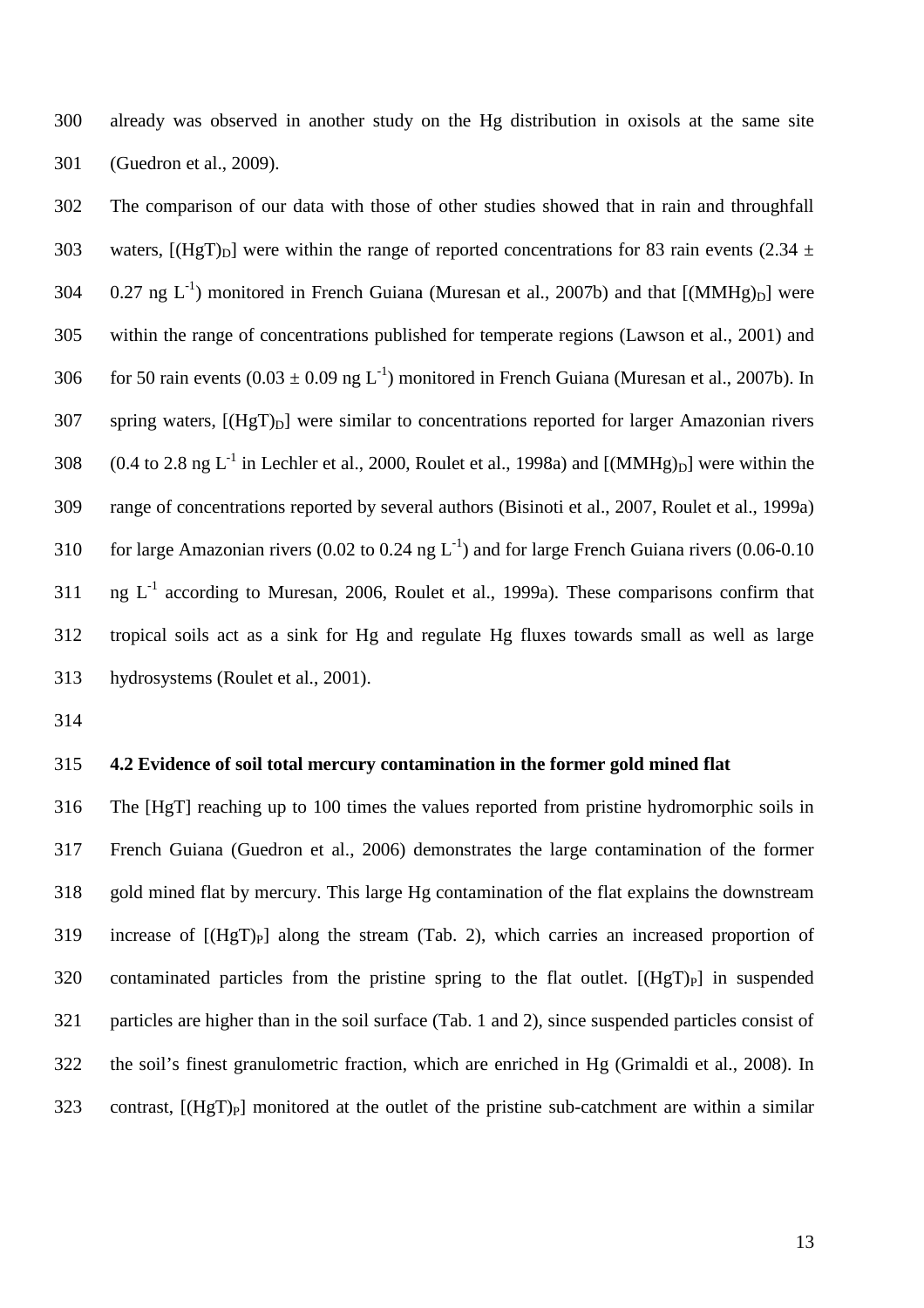already was observed in another study on the Hg distribution in oxisols at the same site (Guedron et al., 2009).

The comparison of our data with those of other studies showed that in rain and throughfall waters, $[(HgT)_D]$ were within the range of reported concentrations for 83 rain events (2.34 ± 0.27 ng $L^{-1}$) monitored in French Guiana (Muresan et al., 2007b) and that $[(MMHg)_D]$ were within the range of concentrations published for temperate regions (Lawson et al., 2001) and for 50 rain events (0.03 ± 0.09 ng $L^{-1}$) monitored in French Guiana (Muresan et al., 2007b). In spring waters, $[(HgT)_D]$ were similar to concentrations reported for larger Amazonian rivers (0.4 to 2.8 ng $L^{-1}$ in Lechler et al., 2000, Roulet et al., 1998a) and $[(MMHg)_D]$ were within the range of concentrations reported by several authors (Bisinoti et al., 2007, Roulet et al., 1999a) for large Amazonian rivers (0.02 to 0.24 ng $L^{-1}$) and for large French Guiana rivers (0.06-0.10 ng $L^{-1}$ according to Muresan, 2006, Roulet et al., 1999a). These comparisons confirm that tropical soils act as a sink for Hg and regulate Hg fluxes towards small as well as large hydrosystems (Roulet et al., 2001).

### 4.2 Evidence of soil total mercury contamination in the former gold mined flat

The [HgT] reaching up to 100 times the values reported from pristine hydromorphic soils in French Guiana (Guedron et al., 2006) demonstrates the large contamination of the former gold mined flat by mercury. This large Hg contamination of the flat explains the downstream increase of $[(HgT)_P]$ along the stream (Tab. 2), which carries an increased proportion of contaminated particles from the pristine spring to the flat outlet. $[(HgT)_P]$ in suspended particles are higher than in the soil surface (Tab. 1 and 2), since suspended particles consist of the soil's finest granulometric fraction, which are enriched in Hg (Grimaldi et al., 2008). In contrast, $[(HgT)_P]$ monitored at the outlet of the pristine sub-catchment are within a similar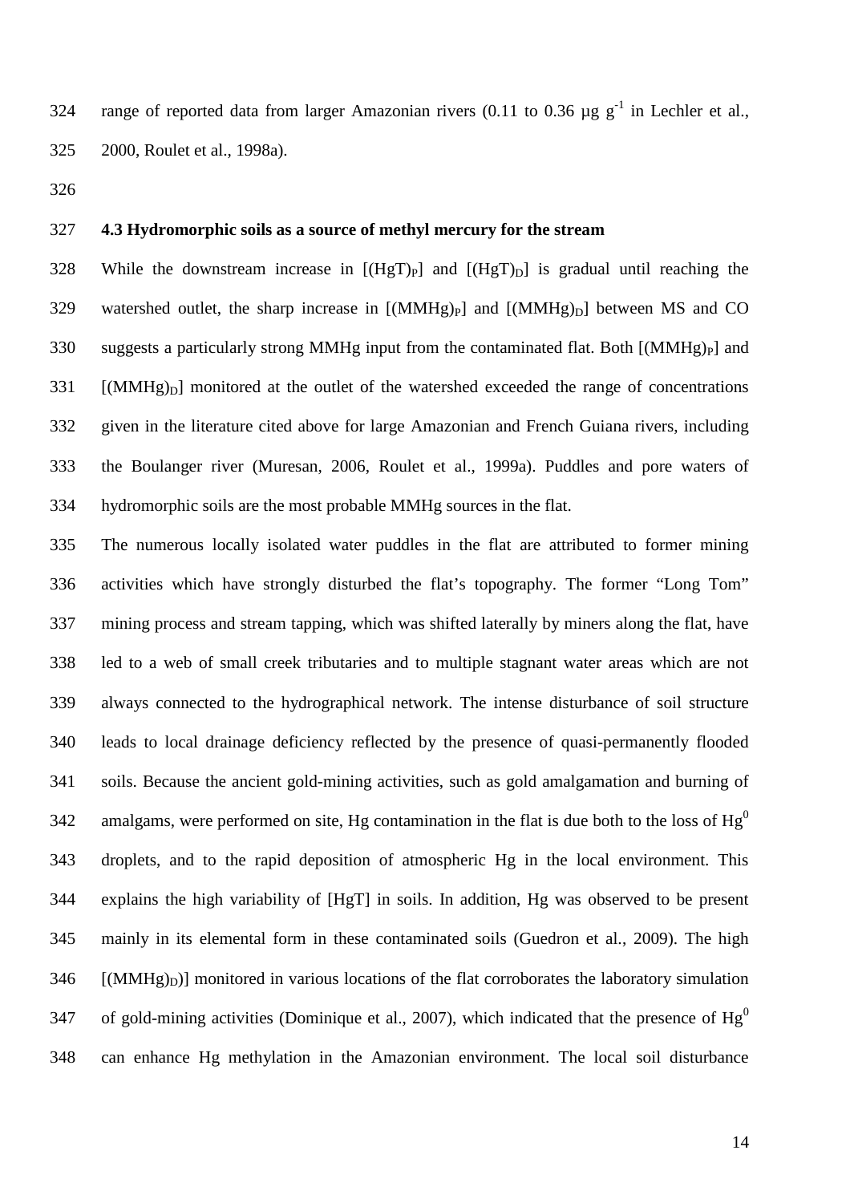range of reported data from larger Amazonian rivers (0.11 to 0.36 µg $g^{-1}$ in Lechler et al., 2000, Roulet et al., 1998a).

### 4.3 Hydromorphic soils as a source of methyl mercury for the stream

While the downstream increase in $[(HgT)_P]$ and $[(HgT)_D]$ is gradual until reaching the watershed outlet, the sharp increase in $[(MMHg)_P]$ and $[(MMHg)_D]$ between MS and CO suggests a particularly strong MMHg input from the contaminated flat. Both $[(MMHg)_P]$ and $[(MMHg)_D]$ monitored at the outlet of the watershed exceeded the range of concentrations given in the literature cited above for large Amazonian and French Guiana rivers, including the Boulanger river (Muresan, 2006, Roulet et al., 1999a). Puddles and pore waters of hydromorphic soils are the most probable MMHg sources in the flat.

The numerous locally isolated water puddles in the flat are attributed to former mining activities which have strongly disturbed the flat's topography. The former "Long Tom" mining process and stream tapping, which was shifted laterally by miners along the flat, have led to a web of small creek tributaries and to multiple stagnant water areas which are not always connected to the hydrographical network. The intense disturbance of soil structure leads to local drainage deficiency reflected by the presence of quasi-permanently flooded soils. Because the ancient gold-mining activities, such as gold amalgamation and burning of amalgams, were performed on site, Hg contamination in the flat is due both to the loss of $Hg^0$ droplets, and to the rapid deposition of atmospheric Hg in the local environment. This explains the high variability of [HgT] in soils. In addition, Hg was observed to be present mainly in its elemental form in these contaminated soils (Guedron et al., 2009). The high $[(MMHg)_D)]$ monitored in various locations of the flat corroborates the laboratory simulation of gold-mining activities (Dominique et al., 2007), which indicated that the presence of $Hg^0$ can enhance Hg methylation in the Amazonian environment. The local soil disturbance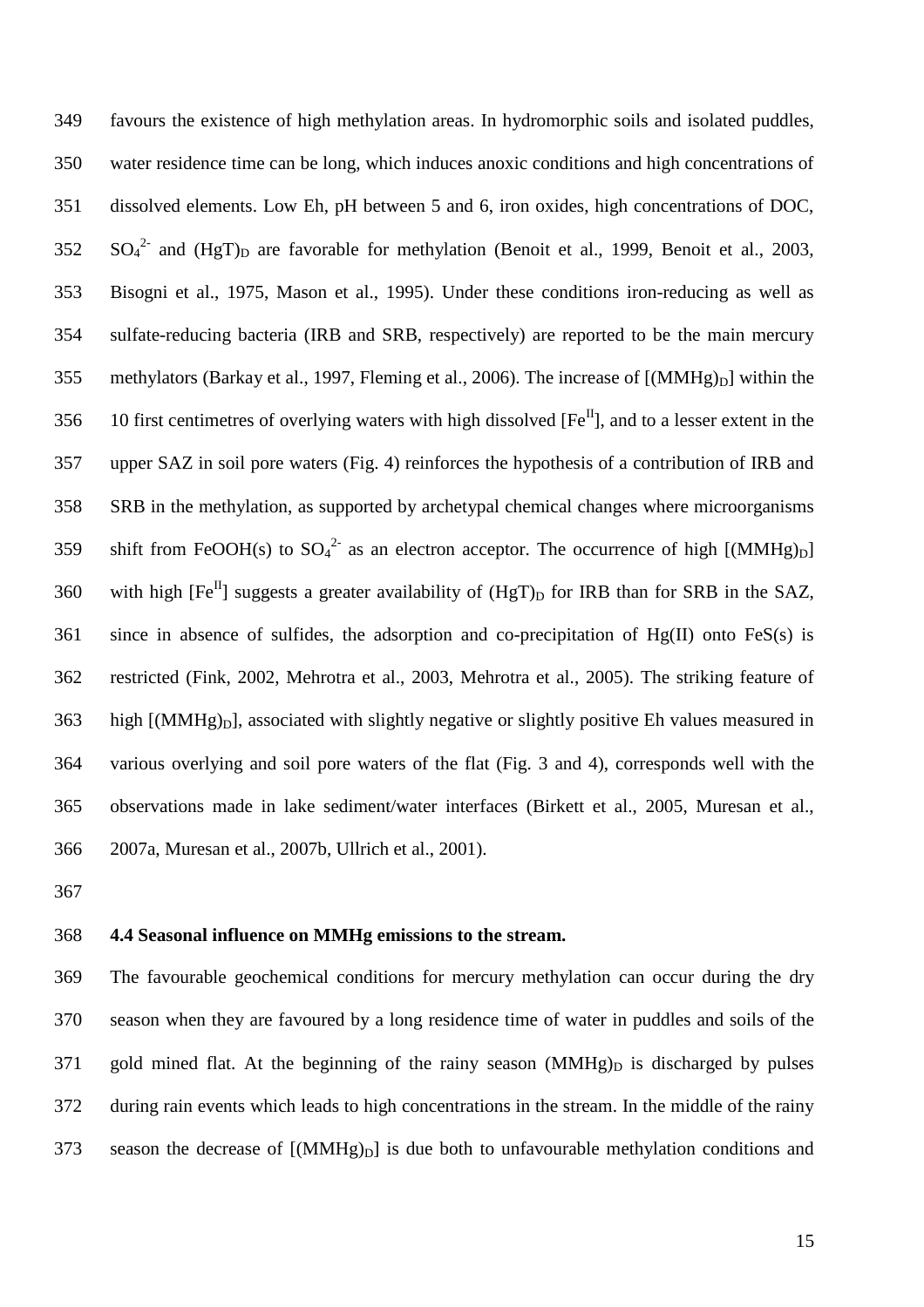favours the existence of high methylation areas. In hydromorphic soils and isolated puddles, water residence time can be long, which induces anoxic conditions and high concentrations of dissolved elements. Low Eh, pH between 5 and 6, iron oxides, high concentrations of DOC, $SO_4^{2-}$ and $(HgT)_D$ are favorable for methylation (Benoit et al., 1999, Benoit et al., 2003, Bisogni et al., 1975, Mason et al., 1995). Under these conditions iron-reducing as well as sulfate-reducing bacteria (IRB and SRB, respectively) are reported to be the main mercury methylators (Barkay et al., 1997, Fleming et al., 2006). The increase of $[(MMHg)_D]$ within the 10 first centimetres of overlying waters with high dissolved $[Fe^{II}]$, and to a lesser extent in the upper SAZ in soil pore waters (Fig. 4) reinforces the hypothesis of a contribution of IRB and SRB in the methylation, as supported by archetypal chemical changes where microorganisms shift from FeOOH(s) to $SO_4^{2-}$ as an electron acceptor. The occurrence of high $[(MMHg)_D]$ with high $[Fe^{II}]$ suggests a greater availability of $(HgT)_D$ for IRB than for SRB in the SAZ, since in absence of sulfides, the adsorption and co-precipitation of Hg(II) onto FeS(s) is restricted (Fink, 2002, Mehrotra et al., 2003, Mehrotra et al., 2005). The striking feature of high $[(MMHg)_D]$, associated with slightly negative or slightly positive Eh values measured in various overlying and soil pore waters of the flat (Fig. 3 and 4), corresponds well with the observations made in lake sediment/water interfaces (Birkett et al., 2005, Muresan et al., 2007a, Muresan et al., 2007b, Ullrich et al., 2001).

### 4.4 Seasonal influence on MMHg emissions to the stream.

The favourable geochemical conditions for mercury methylation can occur during the dry season when they are favoured by a long residence time of water in puddles and soils of the gold mined flat. At the beginning of the rainy season $(MMHg)_D$ is discharged by pulses during rain events which leads to high concentrations in the stream. In the middle of the rainy season the decrease of $[(MMHg)_D]$ is due both to unfavourable methylation conditions and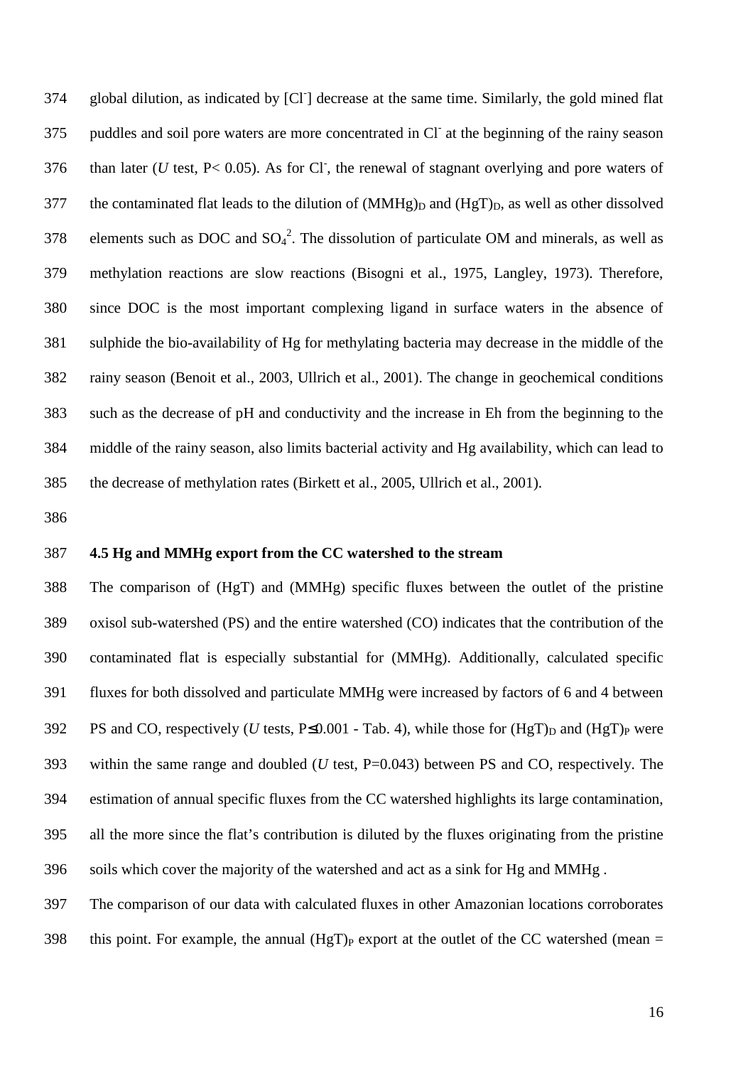global dilution, as indicated by [$Cl^-$] decrease at the same time. Similarly, the gold mined flat puddles and soil pore waters are more concentrated in $Cl^-$ at the beginning of the rainy season than later (*U* test, $P < 0.05$). As for $Cl^-$, the renewal of stagnant overlying and pore waters of the contaminated flat leads to the dilution of $(MMHg)_D$ and $(HgT)_D$, as well as other dissolved elements such as DOC and $SO_4^{2}$. The dissolution of particulate OM and minerals, as well as methylation reactions are slow reactions (Bisogni et al., 1975, Langley, 1973). Therefore, since DOC is the most important complexing ligand in surface waters in the absence of sulphide the bio-availability of Hg for methylating bacteria may decrease in the middle of the rainy season (Benoit et al., 2003, Ullrich et al., 2001). The change in geochemical conditions such as the decrease of pH and conductivity and the increase in Eh from the beginning to the middle of the rainy season, also limits bacterial activity and Hg availability, which can lead to the decrease of methylation rates (Birkett et al., 2005, Ullrich et al., 2001).

**4.5 Hg and MMHg export from the CC watershed to the stream**

The comparison of (HgT) and (MMHg) specific fluxes between the outlet of the pristine oxisol sub-watershed (PS) and the entire watershed (CO) indicates that the contribution of the contaminated flat is especially substantial for (MMHg). Additionally, calculated specific fluxes for both dissolved and particulate MMHg were increased by factors of 6 and 4 between PS and CO, respectively (*U* tests, $P \leq 0.001$ - Tab. 4), while those for $(HgT)_D$ and $(HgT)_P$ were within the same range and doubled (*U* test, $P = 0.043$) between PS and CO, respectively. The estimation of annual specific fluxes from the CC watershed highlights its large contamination, all the more since the flat's contribution is diluted by the fluxes originating from the pristine soils which cover the majority of the watershed and act as a sink for Hg and MMHg .

The comparison of our data with calculated fluxes in other Amazonian locations corroborates this point. For example, the annual $(HgT)_P$ export at the outlet of the CC watershed (mean =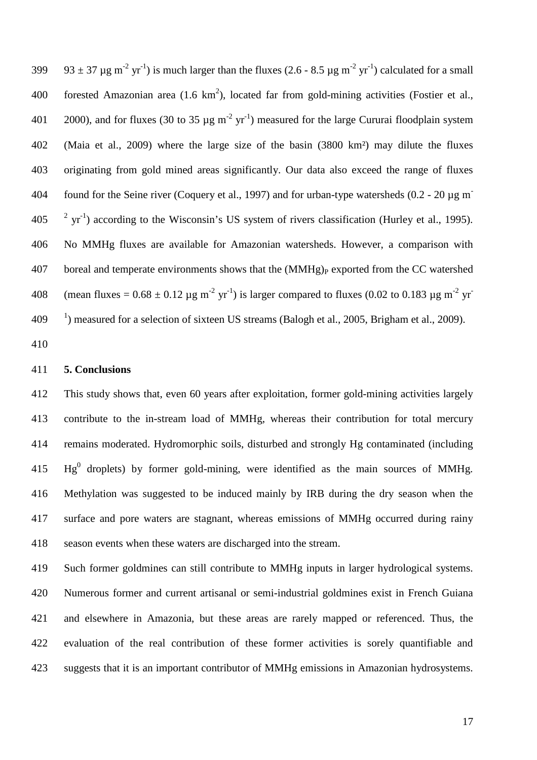$93 \pm 37$ µg $m^{-2}$ $yr^{-1}$) is much larger than the fluxes (2.6 - 8.5 µg $m^{-2}$ $yr^{-1}$) calculated for a small forested Amazonian area (1.6 $km^2$), located far from gold-mining activities (Fostier et al., 2000), and for fluxes (30 to 35 µg $m^{-2}$ $yr^{-1}$) measured for the large Cururai floodplain system (Maia et al., 2009) where the large size of the basin (3800 $km^2$) may dilute the fluxes originating from gold mined areas significantly. Our data also exceed the range of fluxes found for the Seine river (Coquery et al., 1997) and for urban-type watersheds (0.2 - 20 µg $m^{-2}$ $yr^{-1}$) according to the Wisconsin's US system of rivers classification (Hurley et al., 1995). No MMHg fluxes are available for Amazonian watersheds. However, a comparison with boreal and temperate environments shows that the $(MMHg)_P$ exported from the CC watershed (mean fluxes = $0.68 \pm 0.12$ µg $m^{-2}$ $yr^{-1}$) is larger compared to fluxes (0.02 to 0.183 µg $m^{-2}$ $yr^{-1}$) measured for a selection of sixteen US streams (Balogh et al., 2005, Brigham et al., 2009).

## 5. Conclusions

This study shows that, even 60 years after exploitation, former gold-mining activities largely contribute to the in-stream load of MMHg, whereas their contribution for total mercury remains moderated. Hydromorphic soils, disturbed and strongly Hg contaminated (including $Hg^0$ droplets) by former gold-mining, were identified as the main sources of MMHg. Methylation was suggested to be induced mainly by IRB during the dry season when the surface and pore waters are stagnant, whereas emissions of MMHg occurred during rainy season events when these waters are discharged into the stream.

Such former goldmines can still contribute to MMHg inputs in larger hydrological systems. Numerous former and current artisanal or semi-industrial goldmines exist in French Guiana and elsewhere in Amazonia, but these areas are rarely mapped or referenced. Thus, the evaluation of the real contribution of these former activities is sorely quantifiable and suggests that it is an important contributor of MMHg emissions in Amazonian hydrosystems.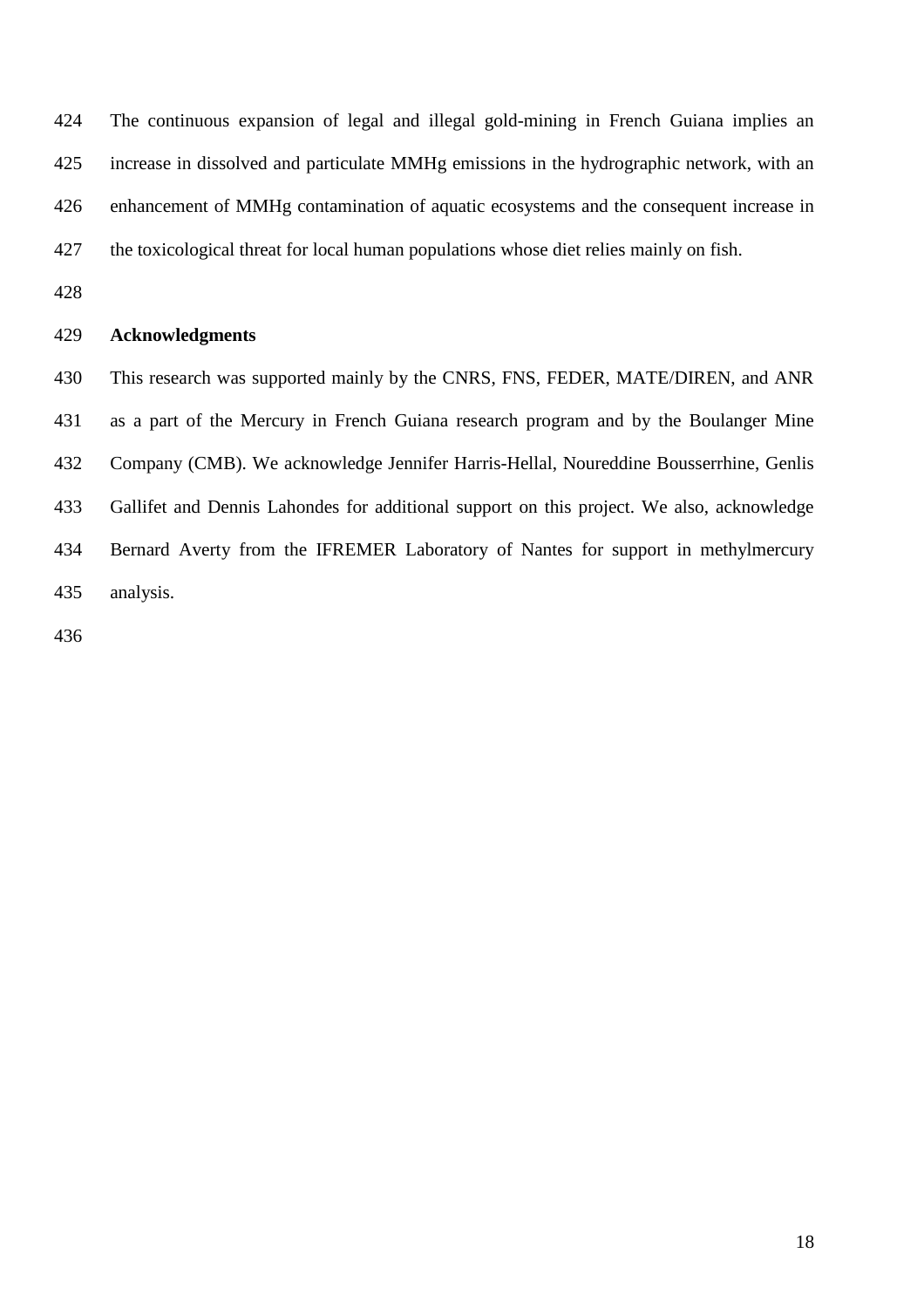The continuous expansion of legal and illegal gold-mining in French Guiana implies an increase in dissolved and particulate MMHg emissions in the hydrographic network, with an enhancement of MMHg contamination of aquatic ecosystems and the consequent increase in the toxicological threat for local human populations whose diet relies mainly on fish.

## Acknowledgments

This research was supported mainly by the CNRS, FNS, FEDER, MATE/DIREN, and ANR as a part of the Mercury in French Guiana research program and by the Boulanger Mine Company (CMB). We acknowledge Jennifer Harris-Hellal, Noureddine Bousserrhine, Genlis Gallifet and Dennis Lahondes for additional support on this project. We also, acknowledge Bernard Averty from the IFREMER Laboratory of Nantes for support in methylmercury analysis.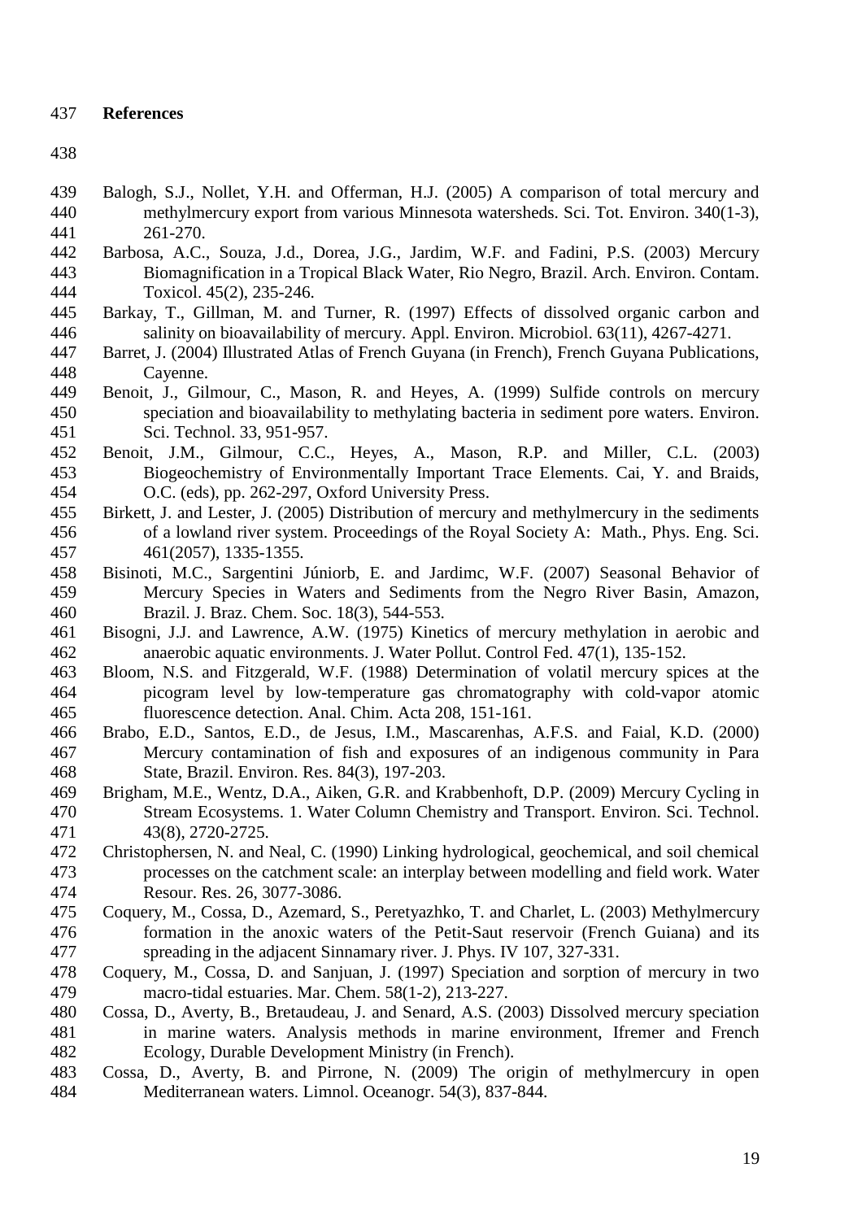## References

Balogh, S.J., Nollet, Y.H. and Offerman, H.J. (2005) A comparison of total mercury and methylmercury export from various Minnesota watersheds. Sci. Tot. Environ. 340(1-3), 261-270.

Barbosa, A.C., Souza, J.d., Dorea, J.G., Jardim, W.F. and Fadini, P.S. (2003) Mercury Biomagnification in a Tropical Black Water, Rio Negro, Brazil. Arch. Environ. Contam. Toxicol. 45(2), 235-246.

Barkay, T., Gillman, M. and Turner, R. (1997) Effects of dissolved organic carbon and salinity on bioavailability of mercury. Appl. Environ. Microbiol. 63(11), 4267-4271.

Barret, J. (2004) Illustrated Atlas of French Guyana (in French), French Guyana Publications, Cayenne.

Benoit, J., Gilmour, C., Mason, R. and Heyes, A. (1999) Sulfide controls on mercury speciation and bioavailability to methylating bacteria in sediment pore waters. Environ. Sci. Technol. 33, 951-957.

Benoit, J.M., Gilmour, C.C., Heyes, A., Mason, R.P. and Miller, C.L. (2003) Biogeochemistry of Environmentally Important Trace Elements. Cai, Y. and Braids, O.C. (eds), pp. 262-297, Oxford University Press.

Birkett, J. and Lester, J. (2005) Distribution of mercury and methylmercury in the sediments of a lowland river system. Proceedings of the Royal Society A: Math., Phys. Eng. Sci. 461(2057), 1335-1355.

Bisinoti, M.C., Sargentini Júniorb, E. and Jardimc, W.F. (2007) Seasonal Behavior of Mercury Species in Waters and Sediments from the Negro River Basin, Amazon, Brazil. J. Braz. Chem. Soc. 18(3), 544-553.

Bisogni, J.J. and Lawrence, A.W. (1975) Kinetics of mercury methylation in aerobic and anaerobic aquatic environments. J. Water Pollut. Control Fed. 47(1), 135-152.

Bloom, N.S. and Fitzgerald, W.F. (1988) Determination of volatil mercury spices at the picogram level by low-temperature gas chromatography with cold-vapor atomic fluorescence detection. Anal. Chim. Acta 208, 151-161.

Brabo, E.D., Santos, E.D., de Jesus, I.M., Mascarenhas, A.F.S. and Faial, K.D. (2000) Mercury contamination of fish and exposures of an indigenous community in Para State, Brazil. Environ. Res. 84(3), 197-203.

Brigham, M.E., Wentz, D.A., Aiken, G.R. and Krabbenhoft, D.P. (2009) Mercury Cycling in Stream Ecosystems. 1. Water Column Chemistry and Transport. Environ. Sci. Technol. 43(8), 2720-2725.

Christophersen, N. and Neal, C. (1990) Linking hydrological, geochemical, and soil chemical processes on the catchment scale: an interplay between modelling and field work. Water Resour. Res. 26, 3077-3086.

Coquery, M., Cossa, D., Azemard, S., Peretyazhko, T. and Charlet, L. (2003) Methylmercury formation in the anoxic waters of the Petit-Saut reservoir (French Guiana) and its spreading in the adjacent Sinnamary river. J. Phys. IV 107, 327-331.

Coquery, M., Cossa, D. and Sanjuan, J. (1997) Speciation and sorption of mercury in two macro-tidal estuaries. Mar. Chem. 58(1-2), 213-227.

Cossa, D., Averty, B., Bretaudeau, J. and Senard, A.S. (2003) Dissolved mercury speciation in marine waters. Analysis methods in marine environment, Ifremer and French Ecology, Durable Development Ministry (in French).

Cossa, D., Averty, B. and Pirrone, N. (2009) The origin of methylmercury in open Mediterranean waters. Limnol. Oceanogr. 54(3), 837-844.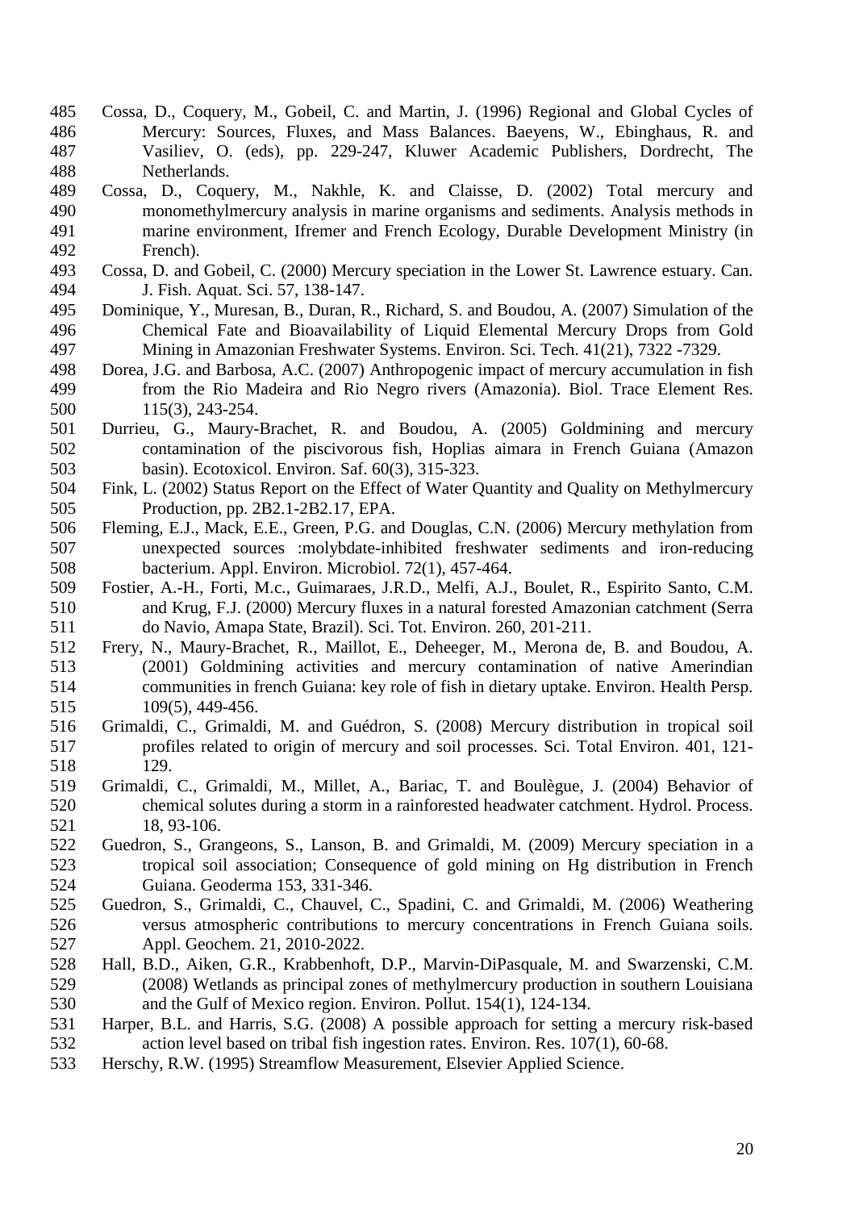Cossa, D., Coquery, M., Gobeil, C. and Martin, J. (1996) Regional and Global Cycles of Mercury: Sources, Fluxes, and Mass Balances. Baeyens, W., Ebinghaus, R. and Vasiliev, O. (eds), pp. 229-247, Kluwer Academic Publishers, Dordrecht, The Netherlands.

Cossa, D., Coquery, M., Nakhle, K. and Claisse, D. (2002) Total mercury and monomethylmercury analysis in marine organisms and sediments. Analysis methods in marine environment, Ifremer and French Ecology, Durable Development Ministry (in French).

Cossa, D. and Gobeil, C. (2000) Mercury speciation in the Lower St. Lawrence estuary. Can. J. Fish. Aquat. Sci. 57, 138-147.

Dominique, Y., Muresan, B., Duran, R., Richard, S. and Boudou, A. (2007) Simulation of the Chemical Fate and Bioavailability of Liquid Elemental Mercury Drops from Gold Mining in Amazonian Freshwater Systems. Environ. Sci. Tech. 41(21), 7322 -7329.

Dorea, J.G. and Barbosa, A.C. (2007) Anthropogenic impact of mercury accumulation in fish from the Rio Madeira and Rio Negro rivers (Amazonia). Biol. Trace Element Res. 115(3), 243-254.

Durrieu, G., Maury-Brachet, R. and Boudou, A. (2005) Goldmining and mercury contamination of the piscivorous fish, Hoplias aimara in French Guiana (Amazon basin). Ecotoxicol. Environ. Saf. 60(3), 315-323.

Fink, L. (2002) Status Report on the Effect of Water Quantity and Quality on Methylmercury Production, pp. 2B2.1-2B2.17, EPA.

Fleming, E.J., Mack, E.E., Green, P.G. and Douglas, C.N. (2006) Mercury methylation from unexpected sources :molybdate-inhibited freshwater sediments and iron-reducing bacterium. Appl. Environ. Microbiol. 72(1), 457-464.

Fostier, A.-H., Forti, M.c., Guimaraes, J.R.D., Melfi, A.J., Boulet, R., Espirito Santo, C.M. and Krug, F.J. (2000) Mercury fluxes in a natural forested Amazonian catchment (Serra do Navio, Amapa State, Brazil). Sci. Tot. Environ. 260, 201-211.

Frery, N., Maury-Brachet, R., Maillot, E., Deheeger, M., Merona de, B. and Boudou, A. (2001) Goldmining activities and mercury contamination of native Amerindian communities in french Guiana: key role of fish in dietary uptake. Environ. Health Persp. 109(5), 449-456.

Grimaldi, C., Grimaldi, M. and Guédron, S. (2008) Mercury distribution in tropical soil profiles related to origin of mercury and soil processes. Sci. Total Environ. 401, 121-129.

Grimaldi, C., Grimaldi, M., Millet, A., Bariac, T. and Boulègue, J. (2004) Behavior of chemical solutes during a storm in a rainforested headwater catchment. Hydrol. Process. 18, 93-106.

Guedron, S., Grangeons, S., Lanson, B. and Grimaldi, M. (2009) Mercury speciation in a tropical soil association; Consequence of gold mining on Hg distribution in French Guiana. Geoderma 153, 331-346.

Guedron, S., Grimaldi, C., Chauvel, C., Spadini, C. and Grimaldi, M. (2006) Weathering versus atmospheric contributions to mercury concentrations in French Guiana soils. Appl. Geochem. 21, 2010-2022.

Hall, B.D., Aiken, G.R., Krabbenhoft, D.P., Marvin-DiPasquale, M. and Swarzenski, C.M. (2008) Wetlands as principal zones of methylmercury production in southern Louisiana and the Gulf of Mexico region. Environ. Pollut. 154(1), 124-134.

Harper, B.L. and Harris, S.G. (2008) A possible approach for setting a mercury risk-based action level based on tribal fish ingestion rates. Environ. Res. 107(1), 60-68.

Herschy, R.W. (1995) Streamflow Measurement, Elsevier Applied Science.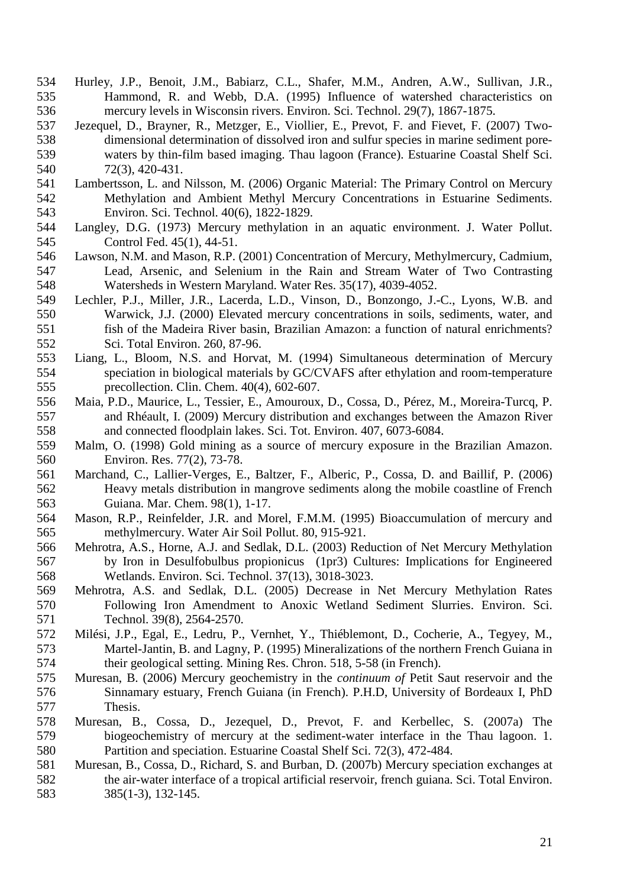Hurley, J.P., Benoit, J.M., Babiarz, C.L., Shafer, M.M., Andren, A.W., Sullivan, J.R., Hammond, R. and Webb, D.A. (1995) Influence of watershed characteristics on mercury levels in Wisconsin rivers. Environ. Sci. Technol. 29(7), 1867-1875.

Jezequel, D., Brayner, R., Metzger, E., Viollier, E., Prevot, F. and Fievet, F. (2007) Two-dimensional determination of dissolved iron and sulfur species in marine sediment pore-waters by thin-film based imaging. Thau lagoon (France). Estuarine Coastal Shelf Sci. 72(3), 420-431.

Lambertsson, L. and Nilsson, M. (2006) Organic Material: The Primary Control on Mercury Methylation and Ambient Methyl Mercury Concentrations in Estuarine Sediments. Environ. Sci. Technol. 40(6), 1822-1829.

Langley, D.G. (1973) Mercury methylation in an aquatic environment. J. Water Pollut. Control Fed. 45(1), 44-51.

Lawson, N.M. and Mason, R.P. (2001) Concentration of Mercury, Methylmercury, Cadmium, Lead, Arsenic, and Selenium in the Rain and Stream Water of Two Contrasting Watersheds in Western Maryland. Water Res. 35(17), 4039-4052.

Lechler, P.J., Miller, J.R., Lacerda, L.D., Vinson, D., Bonzongo, J.-C., Lyons, W.B. and Warwick, J.J. (2000) Elevated mercury concentrations in soils, sediments, water, and fish of the Madeira River basin, Brazilian Amazon: a function of natural enrichments? Sci. Total Environ. 260, 87-96.

Liang, L., Bloom, N.S. and Horvat, M. (1994) Simultaneous determination of Mercury speciation in biological materials by GC/CVAFS after ethylation and room-temperature precollection. Clin. Chem. 40(4), 602-607.

Maia, P.D., Maurice, L., Tessier, E., Amouroux, D., Cossa, D., Pérez, M., Moreira-Turcq, P. and Rhéault, I. (2009) Mercury distribution and exchanges between the Amazon River and connected floodplain lakes. Sci. Tot. Environ. 407, 6073-6084.

Malm, O. (1998) Gold mining as a source of mercury exposure in the Brazilian Amazon. Environ. Res. 77(2), 73-78.

Marchand, C., Lallier-Verges, E., Baltzer, F., Alberic, P., Cossa, D. and Baillif, P. (2006) Heavy metals distribution in mangrove sediments along the mobile coastline of French Guiana. Mar. Chem. 98(1), 1-17.

Mason, R.P., Reinfelder, J.R. and Morel, F.M.M. (1995) Bioaccumulation of mercury and methylmercury. Water Air Soil Pollut. 80, 915-921.

Mehrotra, A.S., Horne, A.J. and Sedlak, D.L. (2003) Reduction of Net Mercury Methylation by Iron in Desulfobulbus propionicus (1pr3) Cultures: Implications for Engineered Wetlands. Environ. Sci. Technol. 37(13), 3018-3023.

Mehrotra, A.S. and Sedlak, D.L. (2005) Decrease in Net Mercury Methylation Rates Following Iron Amendment to Anoxic Wetland Sediment Slurries. Environ. Sci. Technol. 39(8), 2564-2570.

Milési, J.P., Egal, E., Ledru, P., Vernhet, Y., Thiéblemont, D., Cocherie, A., Tegyey, M., Martel-Jantin, B. and Lagny, P. (1995) Mineralizations of the northern French Guiana in their geological setting. Mining Res. Chron. 518, 5-58 (in French).

Muresan, B. (2006) Mercury geochemistry in the *continuum of* Petit Saut reservoir and the Sinnamary estuary, French Guiana (in French). P.H.D, University of Bordeaux I, PhD Thesis.

Muresan, B., Cossa, D., Jezequel, D., Prevot, F. and Kerbellec, S. (2007a) The biogeochemistry of mercury at the sediment-water interface in the Thau lagoon. 1. Partition and speciation. Estuarine Coastal Shelf Sci. 72(3), 472-484.

Muresan, B., Cossa, D., Richard, S. and Burban, D. (2007b) Mercury speciation exchanges at the air-water interface of a tropical artificial reservoir, french guiana. Sci. Total Environ. 385(1-3), 132-145.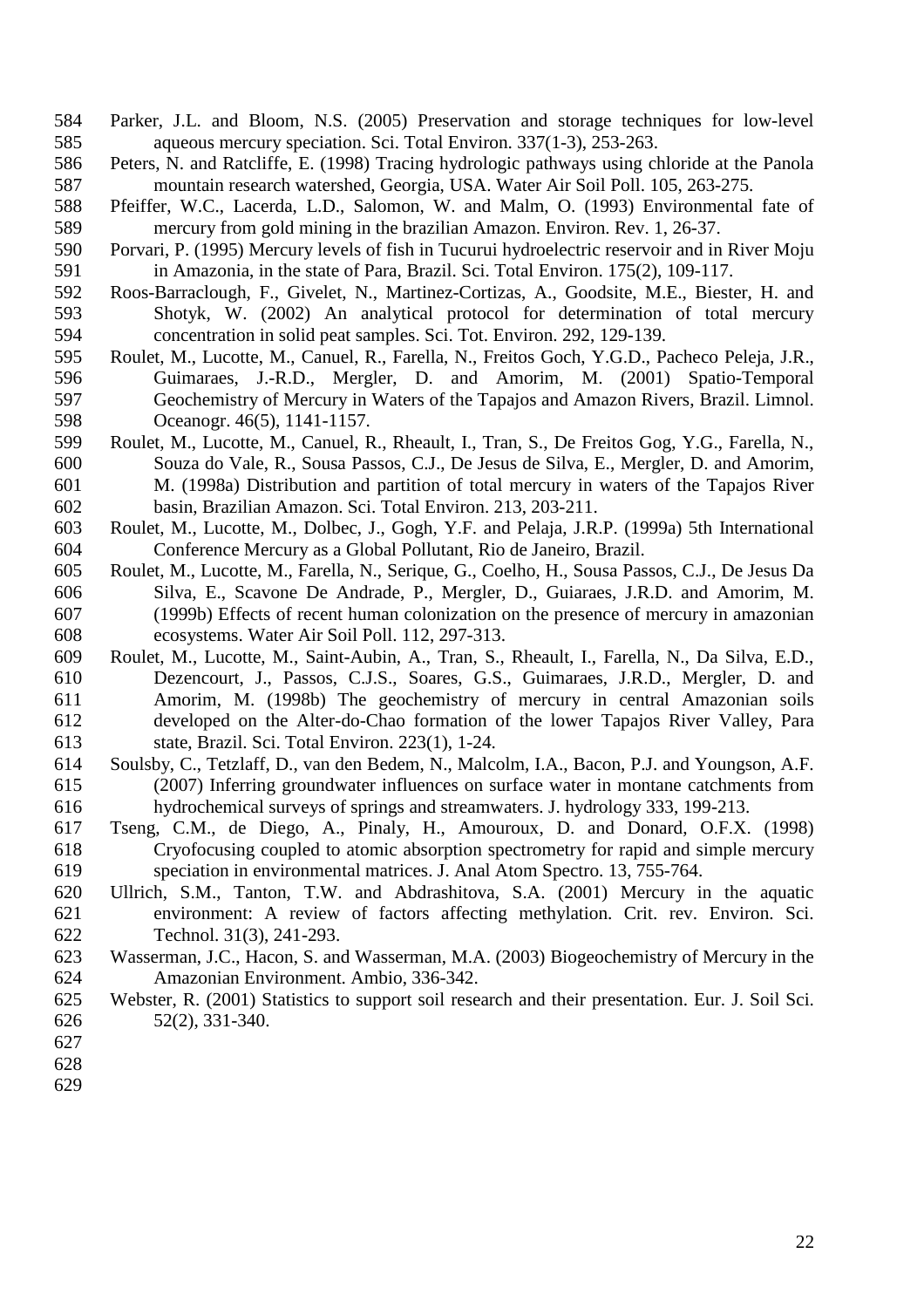Parker, J.L. and Bloom, N.S. (2005) Preservation and storage techniques for low-level aqueous mercury speciation. Sci. Total Environ. 337(1-3), 253-263.

Peters, N. and Ratcliffe, E. (1998) Tracing hydrologic pathways using chloride at the Panola mountain research watershed, Georgia, USA. Water Air Soil Poll. 105, 263-275.

Pfeiffer, W.C., Lacerda, L.D., Salomon, W. and Malm, O. (1993) Environmental fate of mercury from gold mining in the brazilian Amazon. Environ. Rev. 1, 26-37.

Porvari, P. (1995) Mercury levels of fish in Tucurui hydroelectric reservoir and in River Moju in Amazonia, in the state of Para, Brazil. Sci. Total Environ. 175(2), 109-117.

Roos-Barraclough, F., Givelet, N., Martinez-Cortizas, A., Goodsite, M.E., Biester, H. and Shotyk, W. (2002) An analytical protocol for determination of total mercury concentration in solid peat samples. Sci. Tot. Environ. 292, 129-139.

Roulet, M., Lucotte, M., Canuel, R., Farella, N., Freitos Goch, Y.G.D., Pacheco Peleja, J.R., Guimaraes, J.-R.D., Mergler, D. and Amorim, M. (2001) Spatio-Temporal Geochemistry of Mercury in Waters of the Tapajos and Amazon Rivers, Brazil. Limnol. Oceanogr. 46(5), 1141-1157.

Roulet, M., Lucotte, M., Canuel, R., Rheault, I., Tran, S., De Freitos Gog, Y.G., Farella, N., Souza do Vale, R., Sousa Passos, C.J., De Jesus de Silva, E., Mergler, D. and Amorim, M. (1998a) Distribution and partition of total mercury in waters of the Tapajos River basin, Brazilian Amazon. Sci. Total Environ. 213, 203-211.

Roulet, M., Lucotte, M., Dolbec, J., Gogh, Y.F. and Pelaja, J.R.P. (1999a) 5th International Conference Mercury as a Global Pollutant, Rio de Janeiro, Brazil.

Roulet, M., Lucotte, M., Farella, N., Serique, G., Coelho, H., Sousa Passos, C.J., De Jesus Da Silva, E., Scavone De Andrade, P., Mergler, D., Guiaraes, J.R.D. and Amorim, M. (1999b) Effects of recent human colonization on the presence of mercury in amazonian ecosystems. Water Air Soil Poll. 112, 297-313.

Roulet, M., Lucotte, M., Saint-Aubin, A., Tran, S., Rheault, I., Farella, N., Da Silva, E.D., Dezencourt, J., Passos, C.J.S., Soares, G.S., Guimaraes, J.R.D., Mergler, D. and Amorim, M. (1998b) The geochemistry of mercury in central Amazonian soils developed on the Alter-do-Chao formation of the lower Tapajos River Valley, Para state, Brazil. Sci. Total Environ. 223(1), 1-24.

Soulsby, C., Tetzlaff, D., van den Bedem, N., Malcolm, I.A., Bacon, P.J. and Youngson, A.F. (2007) Inferring groundwater influences on surface water in montane catchments from hydrochemical surveys of springs and streamwaters. J. hydrology 333, 199-213.

Tseng, C.M., de Diego, A., Pinaly, H., Amouroux, D. and Donard, O.F.X. (1998) Cryofocusing coupled to atomic absorption spectrometry for rapid and simple mercury speciation in environmental matrices. J. Anal Atom Spectro. 13, 755-764.

Ullrich, S.M., Tanton, T.W. and Abdrashitova, S.A. (2001) Mercury in the aquatic environment: A review of factors affecting methylation. Crit. rev. Environ. Sci. Technol. 31(3), 241-293.

Wasserman, J.C., Hacon, S. and Wasserman, M.A. (2003) Biogeochemistry of Mercury in the Amazonian Environment. Ambio, 336-342.

Webster, R. (2001) Statistics to support soil research and their presentation. Eur. J. Soil Sci. 52(2), 331-340.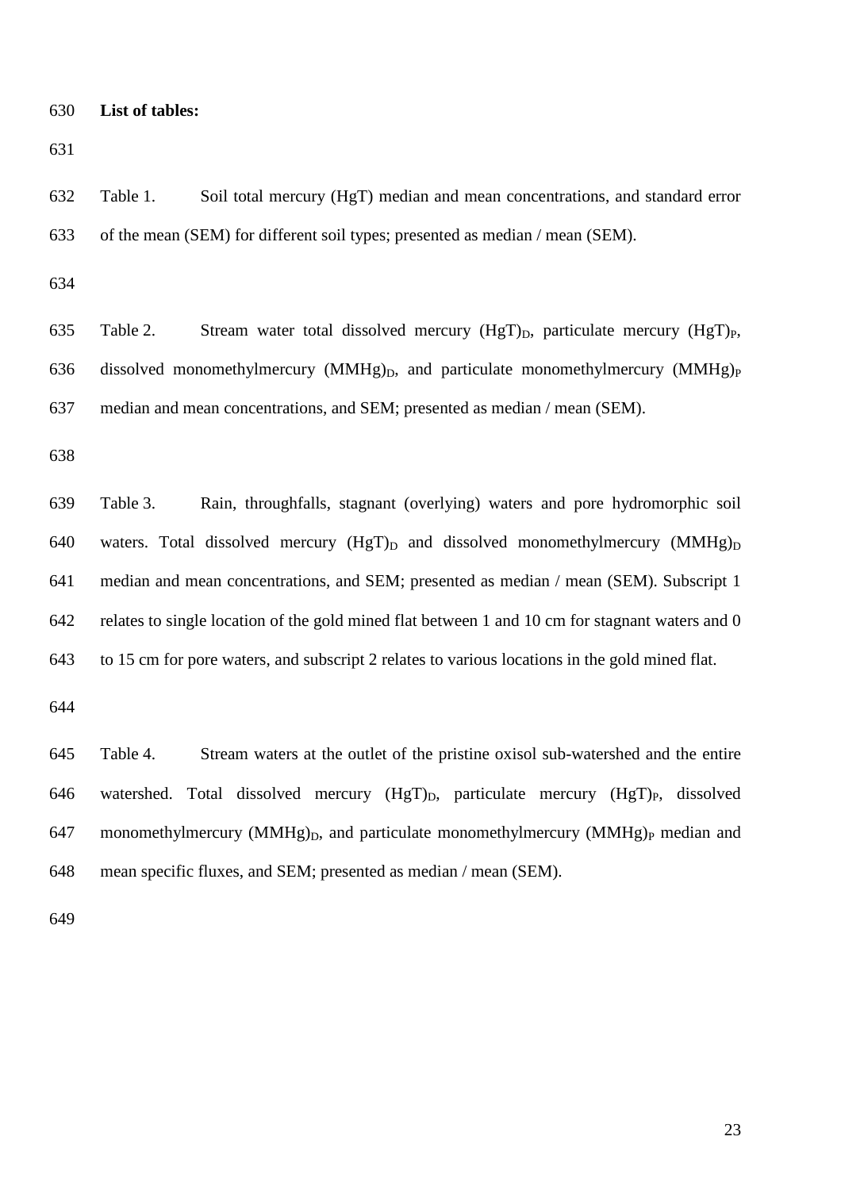**List of tables:**

Table 1. Soil total mercury (HgT) median and mean concentrations, and standard error of the mean (SEM) for different soil types; presented as median / mean (SEM).

Table 2. Stream water total dissolved mercury $(HgT)_D$, particulate mercury $(HgT)_P$, dissolved monomethylmercury $(MMHg)_D$, and particulate monomethylmercury $(MMHg)_P$ median and mean concentrations, and SEM; presented as median / mean (SEM).

Table 3. Rain, throughfalls, stagnant (overlying) waters and pore hydromorphic soil waters. Total dissolved mercury $(HgT)_D$ and dissolved monomethylmercury $(MMHg)_D$ median and mean concentrations, and SEM; presented as median / mean (SEM). Subscript 1 relates to single location of the gold mined flat between 1 and 10 cm for stagnant waters and 0 to 15 cm for pore waters, and subscript 2 relates to various locations in the gold mined flat.

Table 4. Stream waters at the outlet of the pristine oxisol sub-watershed and the entire watershed. Total dissolved mercury $(HgT)_D$, particulate mercury $(HgT)_P$, dissolved monomethylmercury $(MMHg)_D$, and particulate monomethylmercury $(MMHg)_P$ median and mean specific fluxes, and SEM; presented as median / mean (SEM).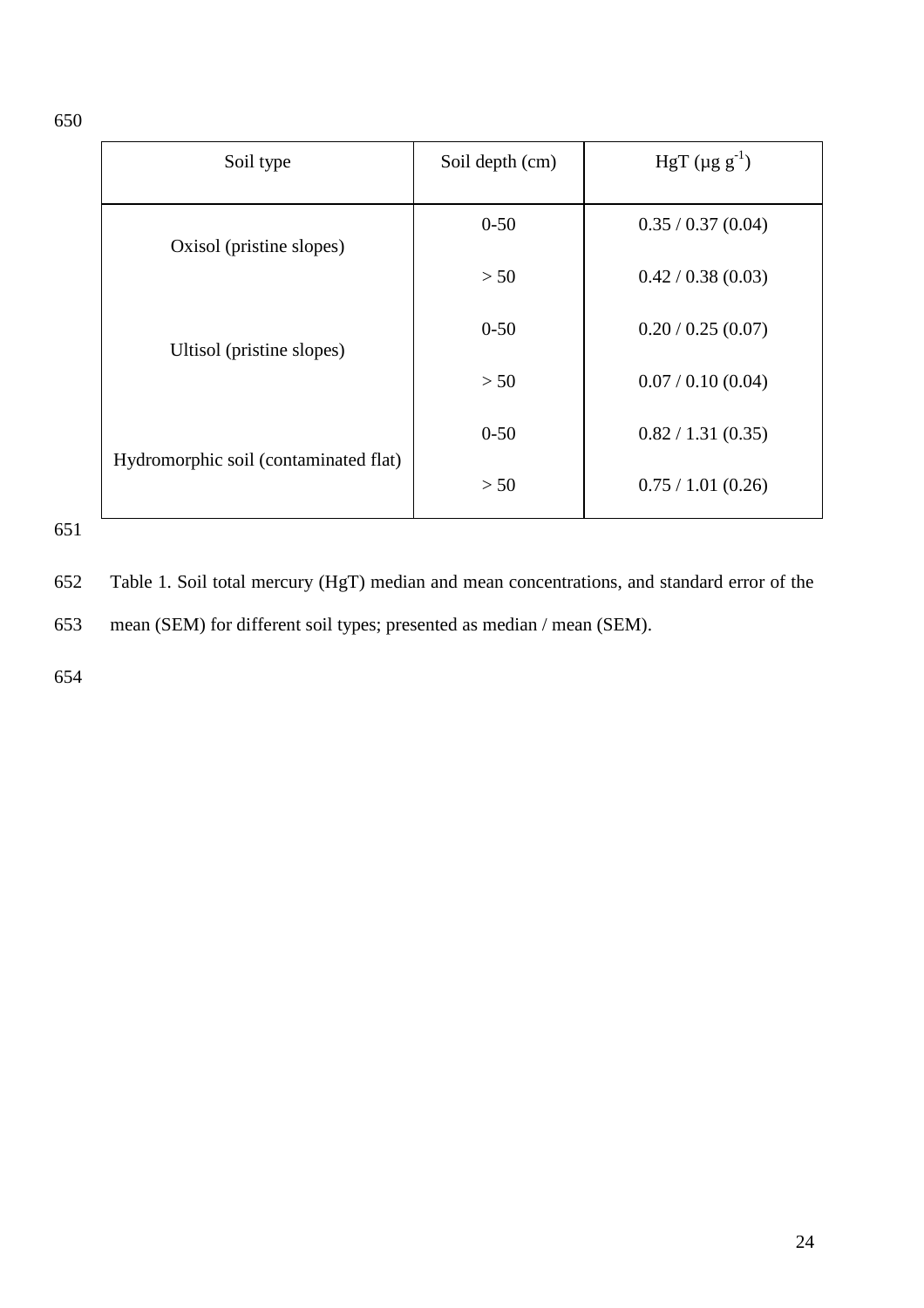| Soil type | Soil depth (cm) | HgT (μg $g^{-1}$) |
|---|---|---|
| Oxisol (pristine slopes) | 0-50 | 0.35 / 0.37 (0.04) |
| | > 50 | 0.42 / 0.38 (0.03) |
| Ultisol (pristine slopes) | 0-50 | 0.20 / 0.25 (0.07) |
| | > 50 | 0.07 / 0.10 (0.04) |
| Hydromorphic soil (contaminated flat) | 0-50 | 0.82 / 1.31 (0.35) |
| | > 50 | 0.75 / 1.01 (0.26) |

Table 1. Soil total mercury (HgT) median and mean concentrations, and standard error of the mean (SEM) for different soil types; presented as median / mean (SEM).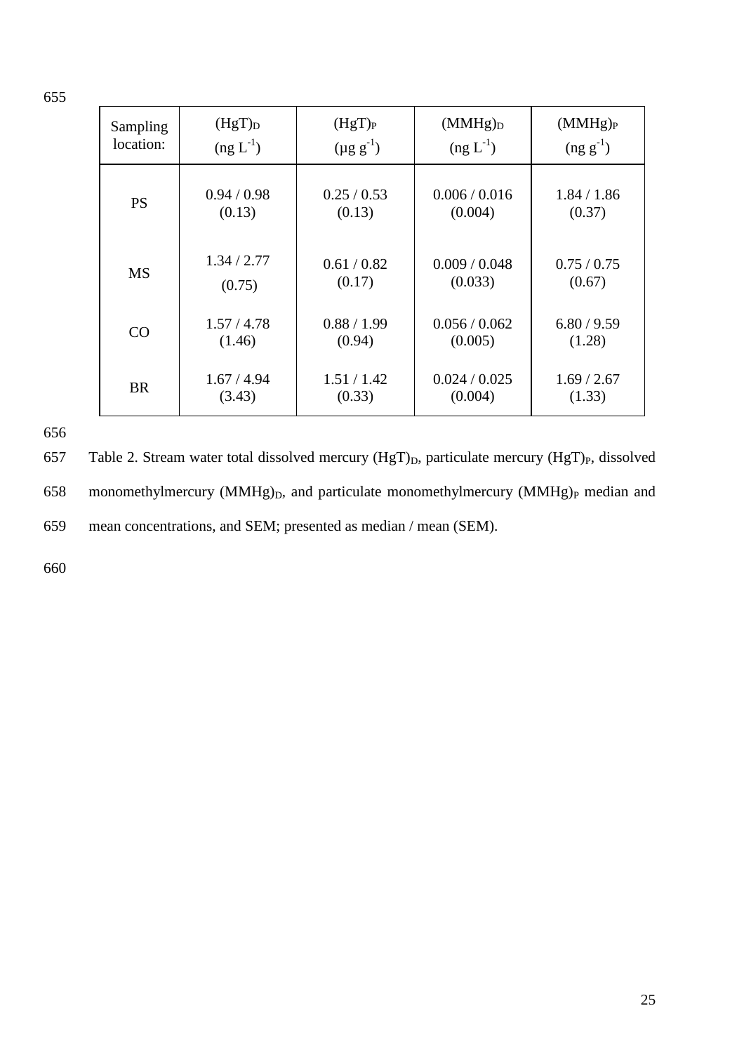| Sampling location: | $(HgT)_D$ (ng $L^{-1}$) | $(HgT)_P$ (μg $g^{-1}$) | $(MMHg)_D$ (ng $L^{-1}$) | $(MMHg)_P$ (ng $g^{-1}$) |
|---|---|---|---|---|
| PS | 0.94 / 0.98 (0.13) | 0.25 / 0.53 (0.13) | 0.006 / 0.016 (0.004) | 1.84 / 1.86 (0.37) |
| MS | 1.34 / 2.77 (0.75) | 0.61 / 0.82 (0.17) | 0.009 / 0.048 (0.033) | 0.75 / 0.75 (0.67) |
| CO | 1.57 / 4.78 (1.46) | 0.88 / 1.99 (0.94) | 0.056 / 0.062 (0.005) | 6.80 / 9.59 (1.28) |
| BR | 1.67 / 4.94 (3.43) | 1.51 / 1.42 (0.33) | 0.024 / 0.025 (0.004) | 1.69 / 2.67 (1.33) |

Table 2. Stream water total dissolved mercury $(HgT)_D$, particulate mercury $(HgT)_P$, dissolved monomethylmercury $(MMHg)_D$, and particulate monomethylmercury $(MMHg)_P$ median and mean concentrations, and SEM; presented as median / mean (SEM).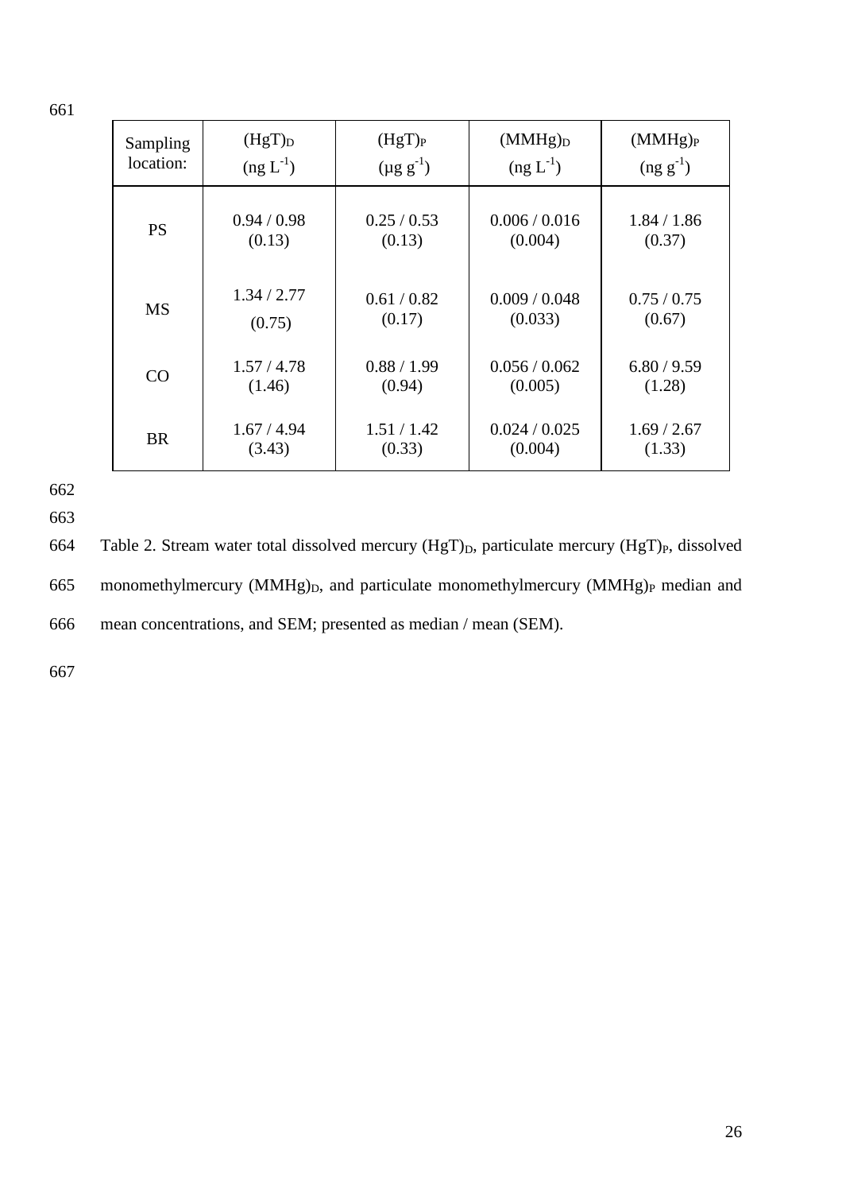| Sampling location: | $(HgT)_D$ (ng $L^{-1}$) | $(HgT)_P$ (µg $g^{-1}$) | $(MMHg)_D$ (ng $L^{-1}$) | $(MMHg)_P$ (ng $g^{-1}$) |
|---|---|---|---|---|
| PS | 0.94 / 0.98 (0.13) | 0.25 / 0.53 (0.13) | 0.006 / 0.016 (0.004) | 1.84 / 1.86 (0.37) |
| MS | 1.34 / 2.77 (0.75) | 0.61 / 0.82 (0.17) | 0.009 / 0.048 (0.033) | 0.75 / 0.75 (0.67) |
| CO | 1.57 / 4.78 (1.46) | 0.88 / 1.99 (0.94) | 0.056 / 0.062 (0.005) | 6.80 / 9.59 (1.28) |
| BR | 1.67 / 4.94 (3.43) | 1.51 / 1.42 (0.33) | 0.024 / 0.025 (0.004) | 1.69 / 2.67 (1.33) |

Table 2. Stream water total dissolved mercury $(HgT)_D$, particulate mercury $(HgT)_P$, dissolved monomethylmercury $(MMHg)_D$, and particulate monomethylmercury $(MMHg)_P$ median and mean concentrations, and SEM; presented as median / mean (SEM).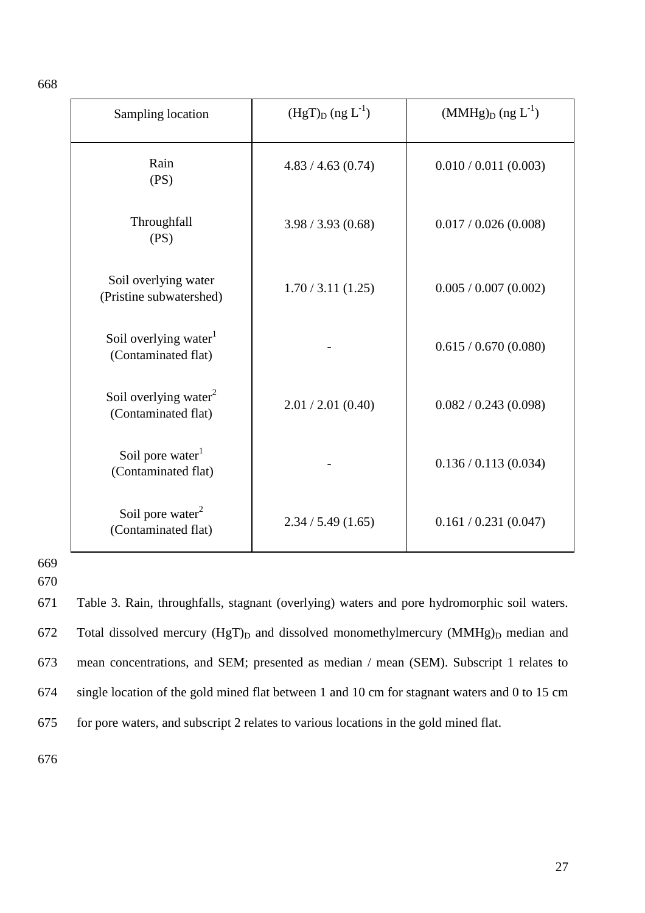| Sampling location | $(HgT)_D$ (ng $L^{-1}$) | $(MMHg)_D$ (ng $L^{-1}$) |
|---|---|---|
| Rain (PS) | 4.83 / 4.63 (0.74) | 0.010 / 0.011 (0.003) |
| Throughfall (PS) | 3.98 / 3.93 (0.68) | 0.017 / 0.026 (0.008) |
| Soil overlying water (Pristine subwatershed) | 1.70 / 3.11 (1.25) | 0.005 / 0.007 (0.002) |
| Soil overlying water[1] (Contaminated flat) | - | 0.615 / 0.670 (0.080) |
| Soil overlying water[2] (Contaminated flat) | 2.01 / 2.01 (0.40) | 0.082 / 0.243 (0.098) |
| Soil pore water[1] (Contaminated flat) | - | 0.136 / 0.113 (0.034) |
| Soil pore water[2] (Contaminated flat) | 2.34 / 5.49 (1.65) | 0.161 / 0.231 (0.047) |

Table 3. Rain, throughfalls, stagnant (overlying) waters and pore hydromorphic soil waters. Total dissolved mercury $(HgT)_D$ and dissolved monomethylmercury $(MMHg)_D$ median and mean concentrations, and SEM; presented as median / mean (SEM). Subscript 1 relates to single location of the gold mined flat between 1 and 10 cm for stagnant waters and 0 to 15 cm for pore waters, and subscript 2 relates to various locations in the gold mined flat.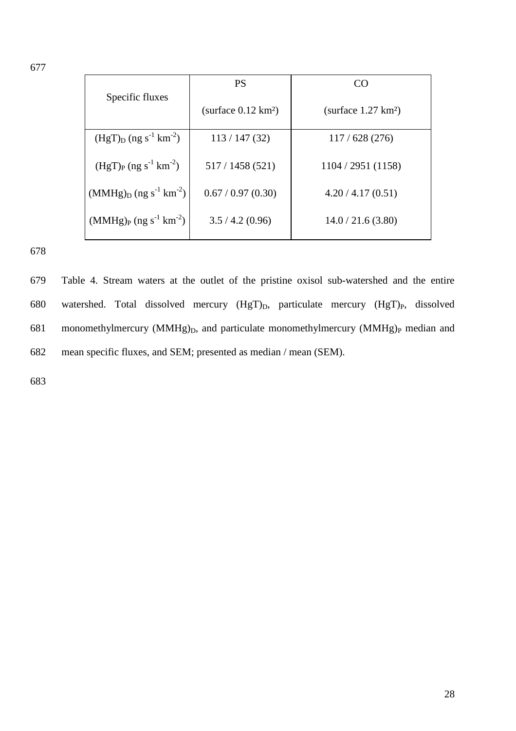| Specific fluxes | PS (surface 0.12 km²) | CO (surface 1.27 km²) |
|---|---|---|
| $(HgT)_D$ (ng $s^{-1}$ $km^{-2}$) | 113 / 147 (32) | 117 / 628 (276) |
| $(HgT)_P$ (ng $s^{-1}$ $km^{-2}$) | 517 / 1458 (521) | 1104 / 2951 (1158) |
| $(MMHg)_D$ (ng $s^{-1}$ $km^{-2}$) | 0.67 / 0.97 (0.30) | 4.20 / 4.17 (0.51) |
| $(MMHg)_P$ (ng $s^{-1}$ $km^{-2}$) | 3.5 / 4.2 (0.96) | 14.0 / 21.6 (3.80) |

Table 4. Stream waters at the outlet of the pristine oxisol sub-watershed and the entire watershed. Total dissolved mercury $(HgT)_D$, particulate mercury $(HgT)_P$, dissolved monomethylmercury $(MMHg)_D$, and particulate monomethylmercury $(MMHg)_P$ median and mean specific fluxes, and SEM; presented as median / mean (SEM).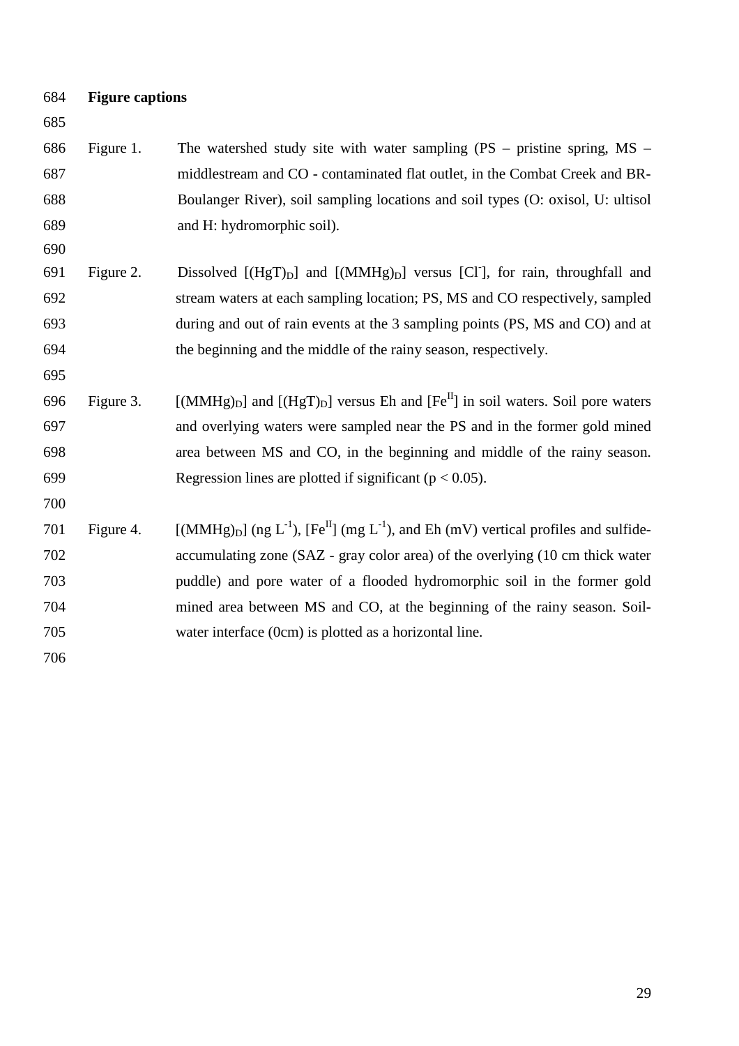**Figure captions**

Figure 1. The watershed study site with water sampling (PS – pristine spring, MS – middlestream and CO - contaminated flat outlet, in the Combat Creek and BR- Boulanger River), soil sampling locations and soil types (O: oxisol, U: ultisol and H: hydromorphic soil).

Figure 2. Dissolved $[(HgT)_D]$ and $[(MMHg)_D]$ versus $[Cl^-]$, for rain, throughfall and stream waters at each sampling location; PS, MS and CO respectively, sampled during and out of rain events at the 3 sampling points (PS, MS and CO) and at the beginning and the middle of the rainy season, respectively.

Figure 3. $[(MMHg)_D]$ and $[(HgT)_D]$ versus Eh and $[Fe^{II}]$ in soil waters. Soil pore waters and overlying waters were sampled near the PS and in the former gold mined area between MS and CO, in the beginning and middle of the rainy season. Regression lines are plotted if significant ($p < 0.05$).

Figure 4. $[(MMHg)_D]$ (ng $L^{-1}$), $[Fe^{II}]$ (mg $L^{-1}$), and Eh (mV) vertical profiles and sulfide-accumulating zone (SAZ - gray color area) of the overlying (10 cm thick water puddle) and pore water of a flooded hydromorphic soil in the former gold mined area between MS and CO, at the beginning of the rainy season. Soil-water interface (0cm) is plotted as a horizontal line.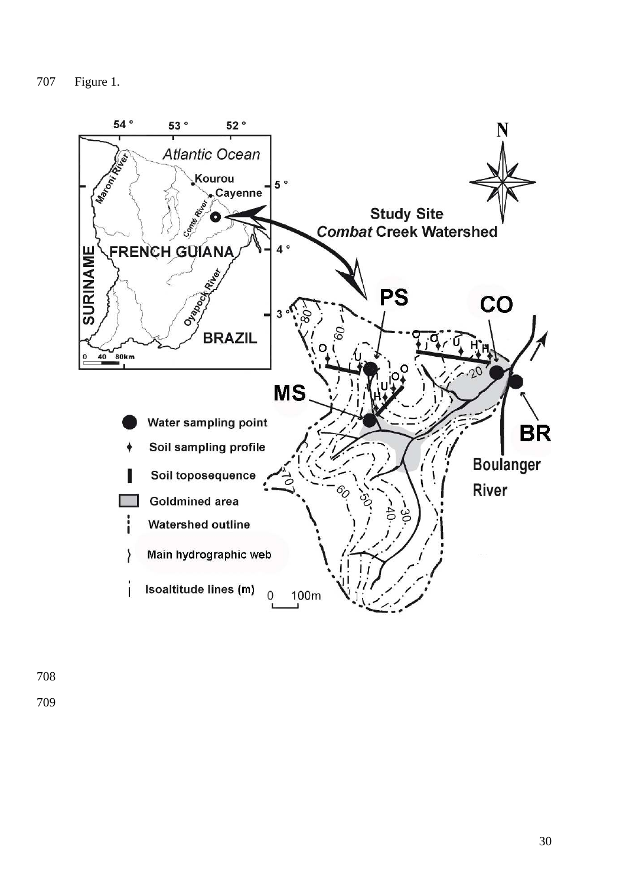707 Figure 1.

708

709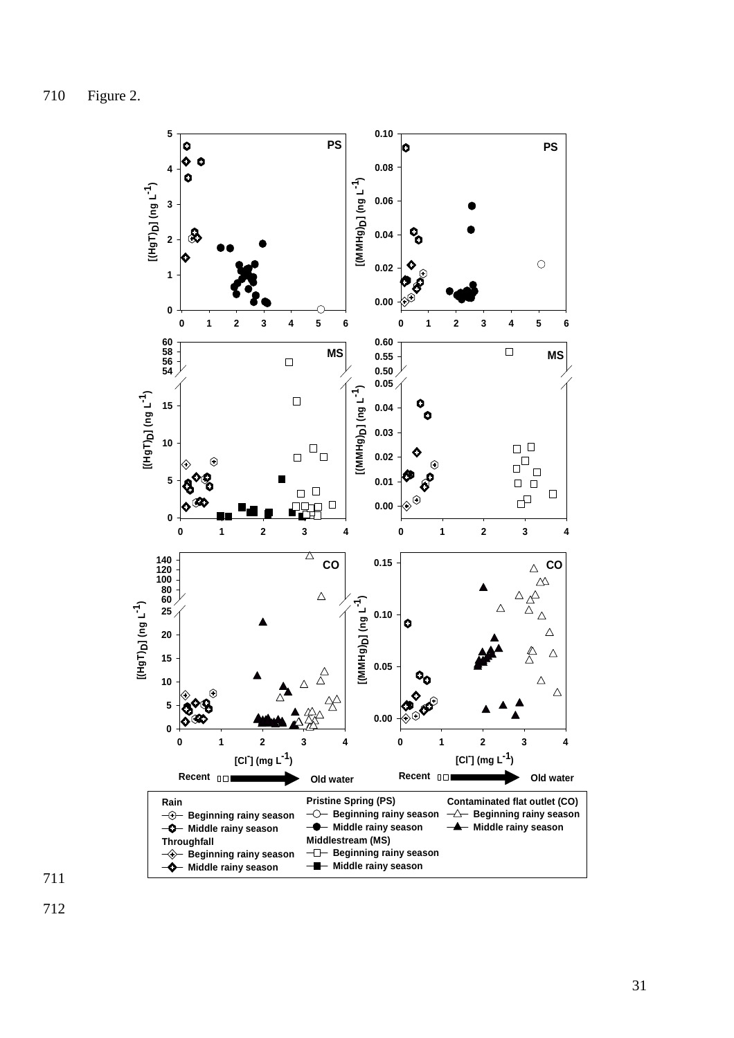710 Figure 2.

711

712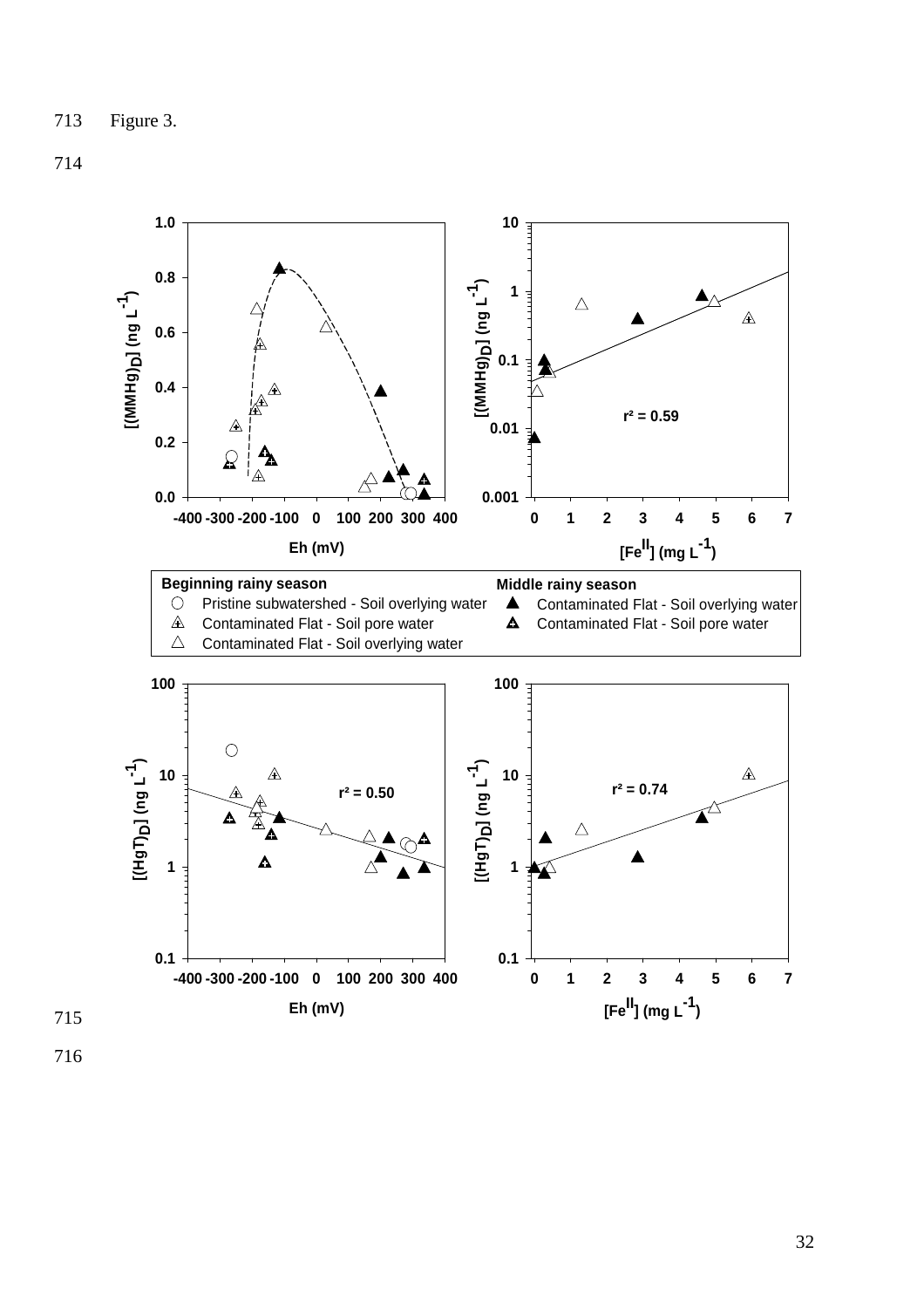713 Figure 3.

714

715

716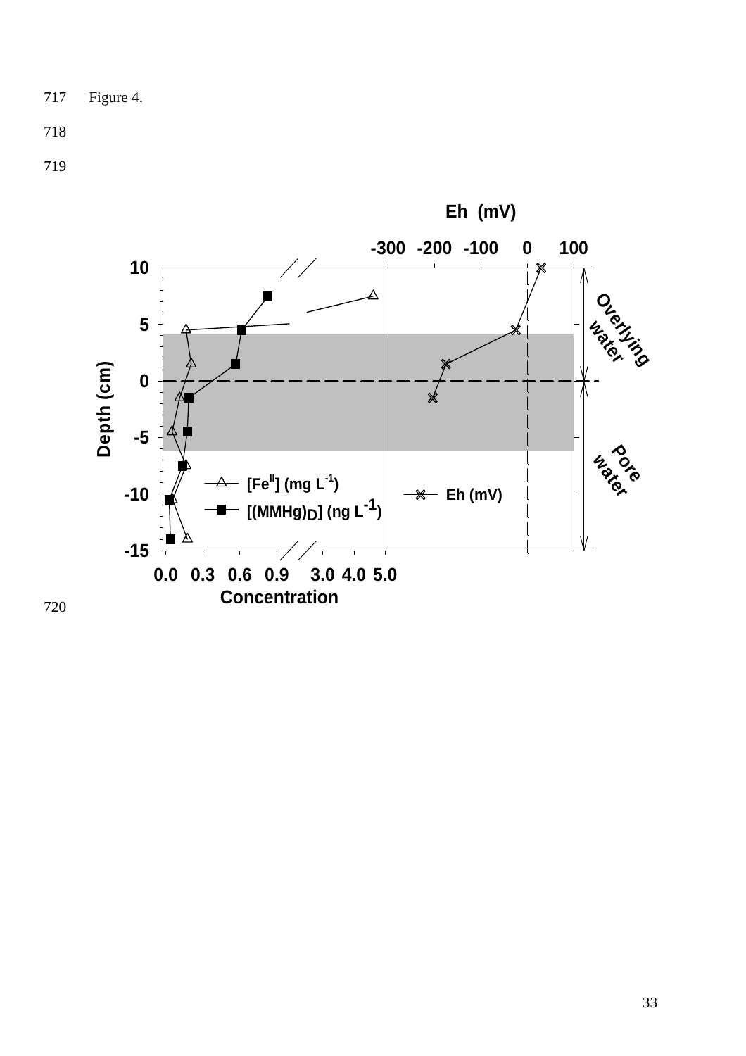717 Figure 4.

718

719

Eh (mV)

-300 -200 -100 0 100

10

5

0

-5

-10

-15

Depth (cm)

Overlying water

Pore water

$[Fe^{II}]$ (mg $L^{-1}$)

$[(MMHg)_D]$ (ng $L^{-1}$)

Eh (mV)

0.0 0.3 0.6 0.9 3.0 4.0 5.0

Concentration

720